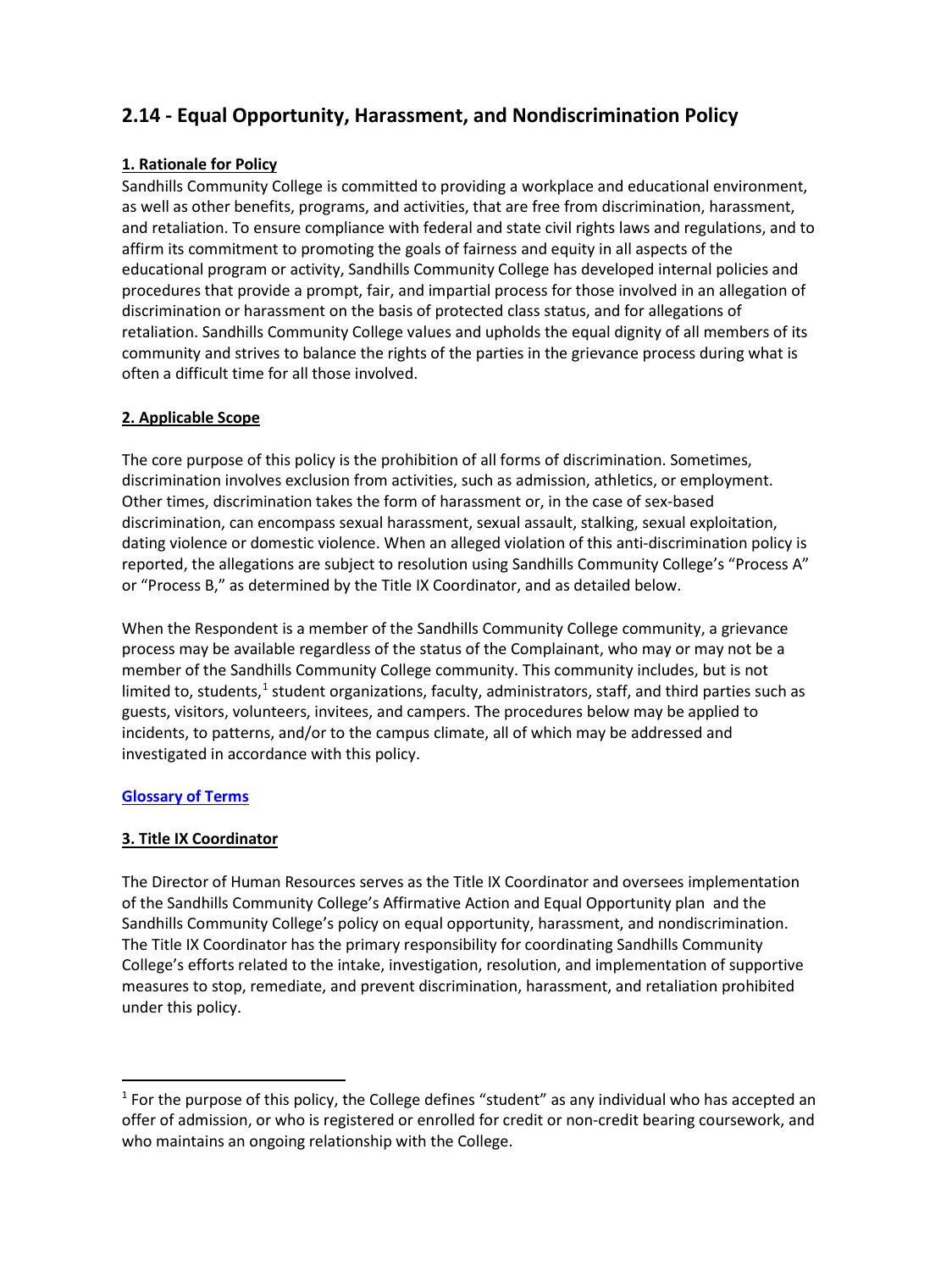# 2.14 - Equal Opportunity, Harassment, and Nondiscrimination Policy

**1. Rationale for Policy**

Sandhills Community College is committed to providing a workplace and educational environment, as well as other benefits, programs, and activities, that are free from discrimination, harassment, and retaliation. To ensure compliance with federal and state civil rights laws and regulations, and to affirm its commitment to promoting the goals of fairness and equity in all aspects of the educational program or activity, Sandhills Community College has developed internal policies and procedures that provide a prompt, fair, and impartial process for those involved in an allegation of discrimination or harassment on the basis of protected class status, and for allegations of retaliation. Sandhills Community College values and upholds the equal dignity of all members of its community and strives to balance the rights of the parties in the grievance process during what is often a difficult time for all those involved.

**2. Applicable Scope**

The core purpose of this policy is the prohibition of all forms of discrimination. Sometimes, discrimination involves exclusion from activities, such as admission, athletics, or employment. Other times, discrimination takes the form of harassment or, in the case of sex-based discrimination, can encompass sexual harassment, sexual assault, stalking, sexual exploitation, dating violence or domestic violence. When an alleged violation of this anti-discrimination policy is reported, the allegations are subject to resolution using Sandhills Community College's "Process A" or "Process B," as determined by the Title IX Coordinator, and as detailed below.

When the Respondent is a member of the Sandhills Community College community, a grievance process may be available regardless of the status of the Complainant, who may or may not be a member of the Sandhills Community College community. This community includes, but is not limited to, students,[1] student organizations, faculty, administrators, staff, and third parties such as guests, visitors, volunteers, invitees, and campers. The procedures below may be applied to incidents, to patterns, and/or to the campus climate, all of which may be addressed and investigated in accordance with this policy.

**Glossary of Terms**

**3. Title IX Coordinator**

The Director of Human Resources serves as the Title IX Coordinator and oversees implementation of the Sandhills Community College's Affirmative Action and Equal Opportunity plan and the Sandhills Community College's policy on equal opportunity, harassment, and nondiscrimination. The Title IX Coordinator has the primary responsibility for coordinating Sandhills Community College's efforts related to the intake, investigation, resolution, and implementation of supportive measures to stop, remediate, and prevent discrimination, harassment, and retaliation prohibited under this policy.

[1] For the purpose of this policy, the College defines "student" as any individual who has accepted an offer of admission, or who is registered or enrolled for credit or non-credit bearing coursework, and who maintains an ongoing relationship with the College.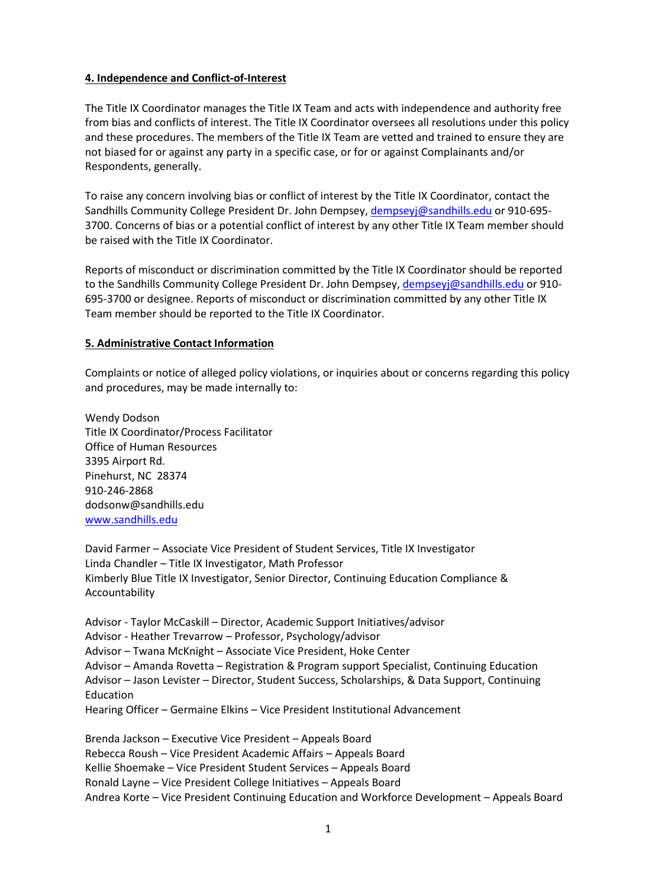## 4. Independence and Conflict-of-Interest

The Title IX Coordinator manages the Title IX Team and acts with independence and authority free from bias and conflicts of interest. The Title IX Coordinator oversees all resolutions under this policy and these procedures. The members of the Title IX Team are vetted and trained to ensure they are not biased for or against any party in a specific case, or for or against Complainants and/or Respondents, generally.

To raise any concern involving bias or conflict of interest by the Title IX Coordinator, contact the Sandhills Community College President Dr. John Dempsey, dempseyj@sandhills.edu or 910-695-3700. Concerns of bias or a potential conflict of interest by any other Title IX Team member should be raised with the Title IX Coordinator.

Reports of misconduct or discrimination committed by the Title IX Coordinator should be reported to the Sandhills Community College President Dr. John Dempsey, dempseyj@sandhills.edu or 910-695-3700 or designee. Reports of misconduct or discrimination committed by any other Title IX Team member should be reported to the Title IX Coordinator.

## 5. Administrative Contact Information

Complaints or notice of alleged policy violations, or inquiries about or concerns regarding this policy and procedures, may be made internally to:

Wendy Dodson
Title IX Coordinator/Process Facilitator
Office of Human Resources
3395 Airport Rd.
Pinehurst, NC 28374
910-246-2868
dodsonw@sandhills.edu
www.sandhills.edu

David Farmer – Associate Vice President of Student Services, Title IX Investigator
Linda Chandler – Title IX Investigator, Math Professor
Kimberly Blue Title IX Investigator, Senior Director, Continuing Education Compliance & Accountability

Advisor - Taylor McCaskill – Director, Academic Support Initiatives/advisor
Advisor - Heather Trevarrow – Professor, Psychology/advisor
Advisor – Twana McKnight – Associate Vice President, Hoke Center
Advisor – Amanda Rovetta – Registration & Program support Specialist, Continuing Education
Advisor – Jason Levister – Director, Student Success, Scholarships, & Data Support, Continuing Education
Hearing Officer – Germaine Elkins – Vice President Institutional Advancement

Brenda Jackson – Executive Vice President – Appeals Board
Rebecca Roush – Vice President Academic Affairs – Appeals Board
Kellie Shoemake – Vice President Student Services – Appeals Board
Ronald Layne – Vice President College Initiatives – Appeals Board
Andrea Korte – Vice President Continuing Education and Workforce Development – Appeals Board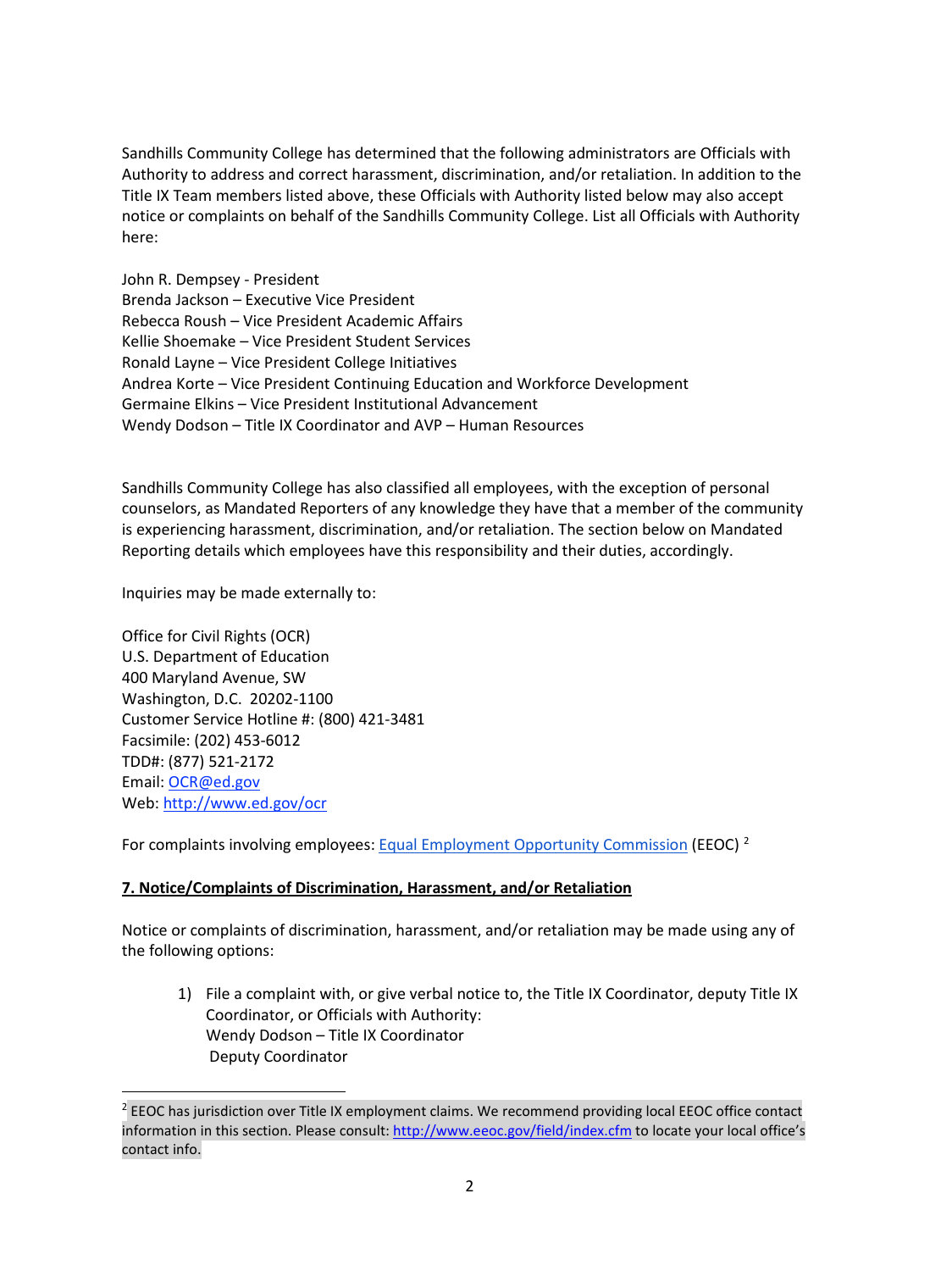Sandhills Community College has determined that the following administrators are Officials with Authority to address and correct harassment, discrimination, and/or retaliation. In addition to the Title IX Team members listed above, these Officials with Authority listed below may also accept notice or complaints on behalf of the Sandhills Community College. List all Officials with Authority here:

John R. Dempsey - President  
Brenda Jackson – Executive Vice President  
Rebecca Roush – Vice President Academic Affairs  
Kellie Shoemake – Vice President Student Services  
Ronald Layne – Vice President College Initiatives  
Andrea Korte – Vice President Continuing Education and Workforce Development  
Germaine Elkins – Vice President Institutional Advancement  
Wendy Dodson – Title IX Coordinator and AVP – Human Resources

Sandhills Community College has also classified all employees, with the exception of personal counselors, as Mandated Reporters of any knowledge they have that a member of the community is experiencing harassment, discrimination, and/or retaliation. The section below on Mandated Reporting details which employees have this responsibility and their duties, accordingly.

Inquiries may be made externally to:

Office for Civil Rights (OCR)  
U.S. Department of Education  
400 Maryland Avenue, SW  
Washington, D.C. 20202-1100  
Customer Service Hotline #: (800) 421-3481  
Facsimile: (202) 453-6012  
TDD#: (877) 521-2172  
Email: OCR@ed.gov  
Web: http://www.ed.gov/ocr

For complaints involving employees: Equal Employment Opportunity Commission (EEOC) [2]

## 7. Notice/Complaints of Discrimination, Harassment, and/or Retaliation

Notice or complaints of discrimination, harassment, and/or retaliation may be made using any of the following options:

1) File a complaint with, or give verbal notice to, the Title IX Coordinator, deputy Title IX Coordinator, or Officials with Authority:  
   Wendy Dodson – Title IX Coordinator  
   Deputy Coordinator

[2] EEOC has jurisdiction over Title IX employment claims. We recommend providing local EEOC office contact information in this section. Please consult: http://www.eeoc.gov/field/index.cfm to locate your local office's contact info.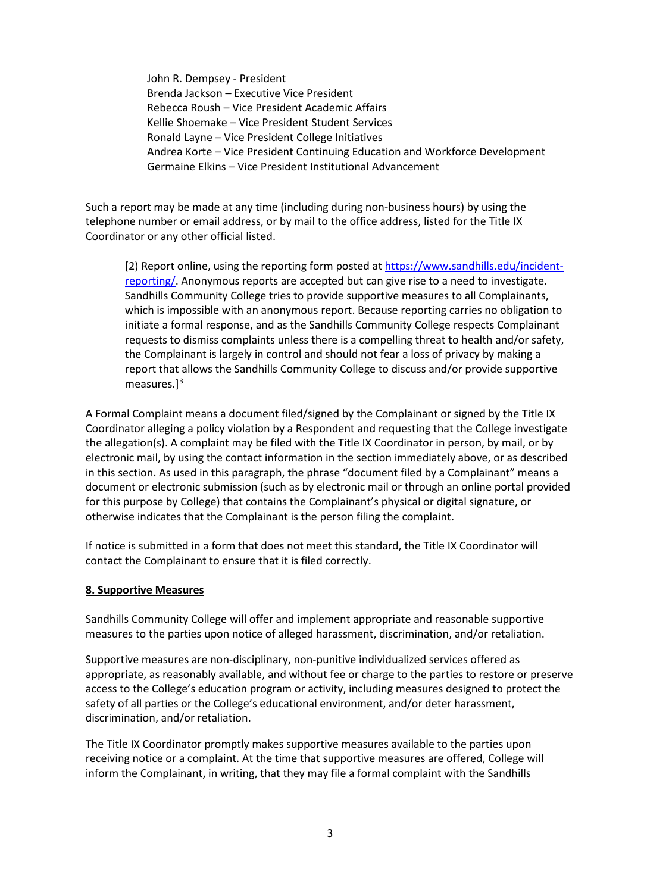John R. Dempsey - President
Brenda Jackson – Executive Vice President
Rebecca Roush – Vice President Academic Affairs
Kellie Shoemake – Vice President Student Services
Ronald Layne – Vice President College Initiatives
Andrea Korte – Vice President Continuing Education and Workforce Development
Germaine Elkins – Vice President Institutional Advancement

Such a report may be made at any time (including during non-business hours) by using the telephone number or email address, or by mail to the office address, listed for the Title IX Coordinator or any other official listed.

> [2) Report online, using the reporting form posted at [https://www.sandhills.edu/incident-reporting/](https://www.sandhills.edu/incident-reporting/). Anonymous reports are accepted but can give rise to a need to investigate. Sandhills Community College tries to provide supportive measures to all Complainants, which is impossible with an anonymous report. Because reporting carries no obligation to initiate a formal response, and as the Sandhills Community College respects Complainant requests to dismiss complaints unless there is a compelling threat to health and/or safety, the Complainant is largely in control and should not fear a loss of privacy by making a report that allows the Sandhills Community College to discuss and/or provide supportive measures.][3]

A Formal Complaint means a document filed/signed by the Complainant or signed by the Title IX Coordinator alleging a policy violation by a Respondent and requesting that the College investigate the allegation(s). A complaint may be filed with the Title IX Coordinator in person, by mail, or by electronic mail, by using the contact information in the section immediately above, or as described in this section. As used in this paragraph, the phrase "document filed by a Complainant" means a document or electronic submission (such as by electronic mail or through an online portal provided for this purpose by College) that contains the Complainant's physical or digital signature, or otherwise indicates that the Complainant is the person filing the complaint.

If notice is submitted in a form that does not meet this standard, the Title IX Coordinator will contact the Complainant to ensure that it is filed correctly.

**8. Supportive Measures**

Sandhills Community College will offer and implement appropriate and reasonable supportive measures to the parties upon notice of alleged harassment, discrimination, and/or retaliation.

Supportive measures are non-disciplinary, non-punitive individualized services offered as appropriate, as reasonably available, and without fee or charge to the parties to restore or preserve access to the College's education program or activity, including measures designed to protect the safety of all parties or the College's educational environment, and/or deter harassment, discrimination, and/or retaliation.

The Title IX Coordinator promptly makes supportive measures available to the parties upon receiving notice or a complaint. At the time that supportive measures are offered, College will inform the Complainant, in writing, that they may file a formal complaint with the Sandhills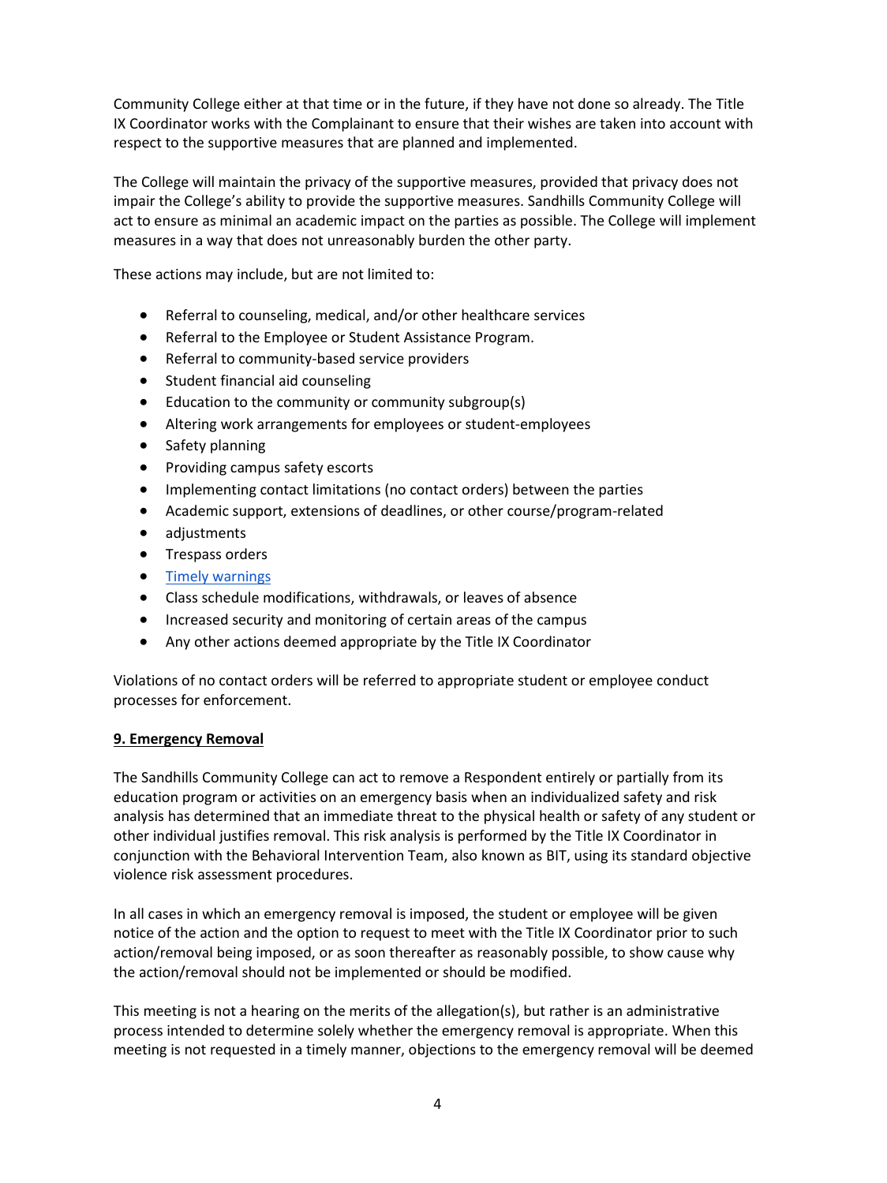Community College either at that time or in the future, if they have not done so already. The Title IX Coordinator works with the Complainant to ensure that their wishes are taken into account with respect to the supportive measures that are planned and implemented.

The College will maintain the privacy of the supportive measures, provided that privacy does not impair the College's ability to provide the supportive measures. Sandhills Community College will act to ensure as minimal an academic impact on the parties as possible. The College will implement measures in a way that does not unreasonably burden the other party.

These actions may include, but are not limited to:

- Referral to counseling, medical, and/or other healthcare services
- Referral to the Employee or Student Assistance Program.
- Referral to community-based service providers
- Student financial aid counseling
- Education to the community or community subgroup(s)
- Altering work arrangements for employees or student-employees
- Safety planning
- Providing campus safety escorts
- Implementing contact limitations (no contact orders) between the parties
- Academic support, extensions of deadlines, or other course/program-related
- adjustments
- Trespass orders
- [Timely warnings]
- Class schedule modifications, withdrawals, or leaves of absence
- Increased security and monitoring of certain areas of the campus
- Any other actions deemed appropriate by the Title IX Coordinator

Violations of no contact orders will be referred to appropriate student or employee conduct processes for enforcement.

**9. Emergency Removal**

The Sandhills Community College can act to remove a Respondent entirely or partially from its education program or activities on an emergency basis when an individualized safety and risk analysis has determined that an immediate threat to the physical health or safety of any student or other individual justifies removal. This risk analysis is performed by the Title IX Coordinator in conjunction with the Behavioral Intervention Team, also known as BIT, using its standard objective violence risk assessment procedures.

In all cases in which an emergency removal is imposed, the student or employee will be given notice of the action and the option to request to meet with the Title IX Coordinator prior to such action/removal being imposed, or as soon thereafter as reasonably possible, to show cause why the action/removal should not be implemented or should be modified.

This meeting is not a hearing on the merits of the allegation(s), but rather is an administrative process intended to determine solely whether the emergency removal is appropriate. When this meeting is not requested in a timely manner, objections to the emergency removal will be deemed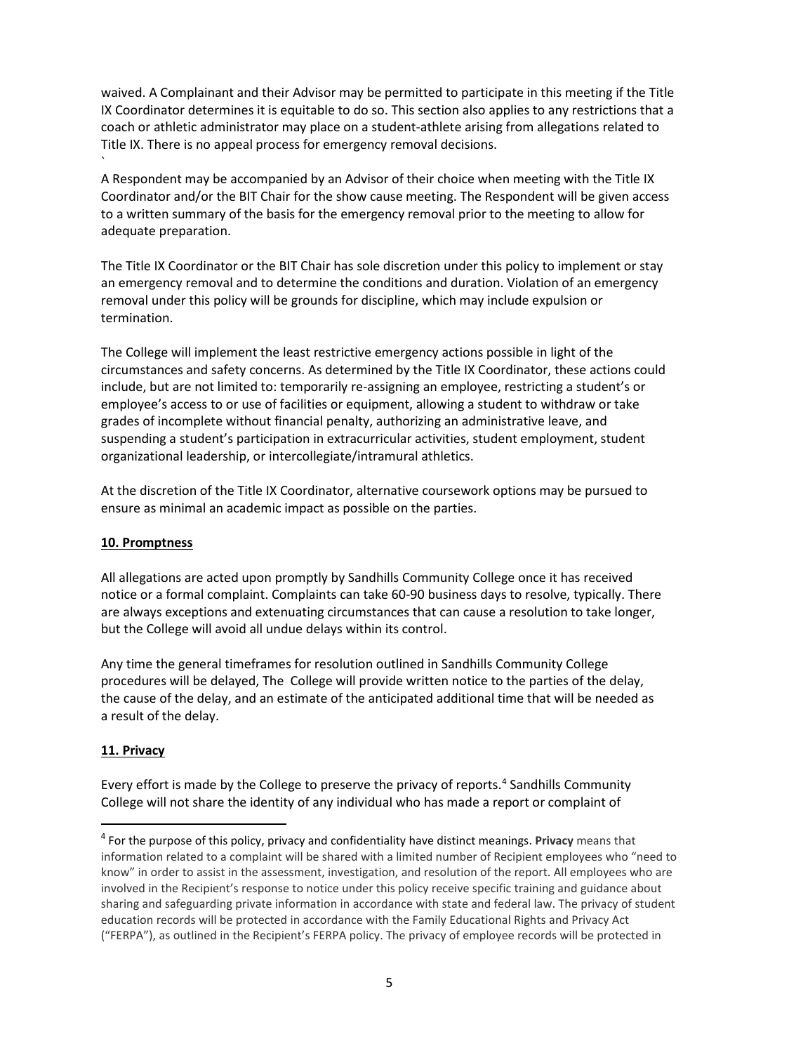waived. A Complainant and their Advisor may be permitted to participate in this meeting if the Title IX Coordinator determines it is equitable to do so. This section also applies to any restrictions that a coach or athletic administrator may place on a student-athlete arising from allegations related to Title IX. There is no appeal process for emergency removal decisions.

`

A Respondent may be accompanied by an Advisor of their choice when meeting with the Title IX Coordinator and/or the BIT Chair for the show cause meeting. The Respondent will be given access to a written summary of the basis for the emergency removal prior to the meeting to allow for adequate preparation.

The Title IX Coordinator or the BIT Chair has sole discretion under this policy to implement or stay an emergency removal and to determine the conditions and duration. Violation of an emergency removal under this policy will be grounds for discipline, which may include expulsion or termination.

The College will implement the least restrictive emergency actions possible in light of the circumstances and safety concerns. As determined by the Title IX Coordinator, these actions could include, but are not limited to: temporarily re-assigning an employee, restricting a student's or employee's access to or use of facilities or equipment, allowing a student to withdraw or take grades of incomplete without financial penalty, authorizing an administrative leave, and suspending a student's participation in extracurricular activities, student employment, student organizational leadership, or intercollegiate/intramural athletics.

At the discretion of the Title IX Coordinator, alternative coursework options may be pursued to ensure as minimal an academic impact as possible on the parties.

## 10. Promptness

All allegations are acted upon promptly by Sandhills Community College once it has received notice or a formal complaint. Complaints can take 60-90 business days to resolve, typically. There are always exceptions and extenuating circumstances that can cause a resolution to take longer, but the College will avoid all undue delays within its control.

Any time the general timeframes for resolution outlined in Sandhills Community College procedures will be delayed, The College will provide written notice to the parties of the delay, the cause of the delay, and an estimate of the anticipated additional time that will be needed as a result of the delay.

## 11. Privacy

Every effort is made by the College to preserve the privacy of reports.[4] Sandhills Community College will not share the identity of any individual who has made a report or complaint of

---

[4] For the purpose of this policy, privacy and confidentiality have distinct meanings. **Privacy** means that information related to a complaint will be shared with a limited number of Recipient employees who "need to know" in order to assist in the assessment, investigation, and resolution of the report. All employees who are involved in the Recipient's response to notice under this policy receive specific training and guidance about sharing and safeguarding private information in accordance with state and federal law. The privacy of student education records will be protected in accordance with the Family Educational Rights and Privacy Act ("FERPA"), as outlined in the Recipient's FERPA policy. The privacy of employee records will be protected in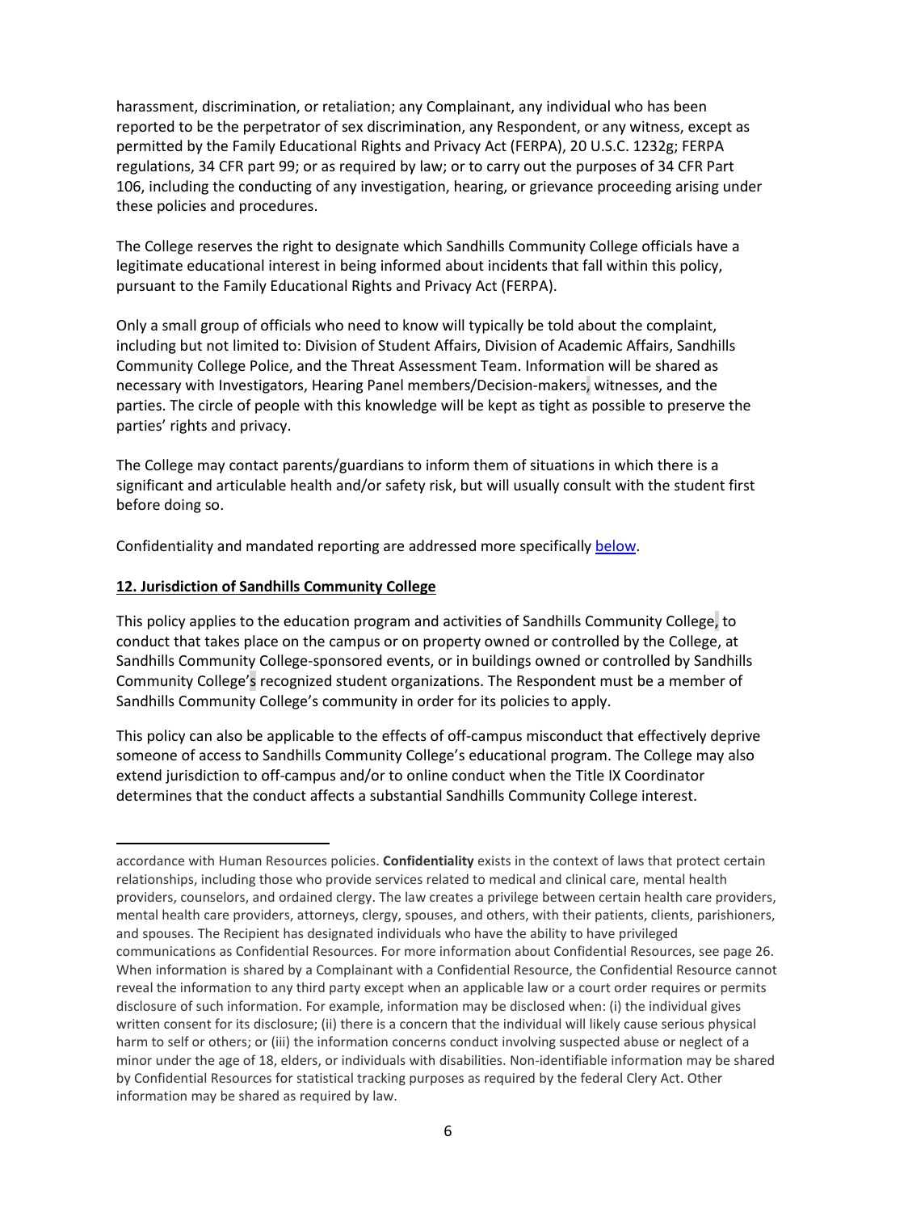harassment, discrimination, or retaliation; any Complainant, any individual who has been reported to be the perpetrator of sex discrimination, any Respondent, or any witness, except as permitted by the Family Educational Rights and Privacy Act (FERPA), 20 U.S.C. 1232g; FERPA regulations, 34 CFR part 99; or as required by law; or to carry out the purposes of 34 CFR Part 106, including the conducting of any investigation, hearing, or grievance proceeding arising under these policies and procedures.

The College reserves the right to designate which Sandhills Community College officials have a legitimate educational interest in being informed about incidents that fall within this policy, pursuant to the Family Educational Rights and Privacy Act (FERPA).

Only a small group of officials who need to know will typically be told about the complaint, including but not limited to: Division of Student Affairs, Division of Academic Affairs, Sandhills Community College Police, and the Threat Assessment Team. Information will be shared as necessary with Investigators, Hearing Panel members/Decision-makers, witnesses, and the parties. The circle of people with this knowledge will be kept as tight as possible to preserve the parties' rights and privacy.

The College may contact parents/guardians to inform them of situations in which there is a significant and articulable health and/or safety risk, but will usually consult with the student first before doing so.

Confidentiality and mandated reporting are addressed more specifically [below](#).

**12. Jurisdiction of Sandhills Community College**

This policy applies to the education program and activities of Sandhills Community College, to conduct that takes place on the campus or on property owned or controlled by the College, at Sandhills Community College-sponsored events, or in buildings owned or controlled by Sandhills Community College's recognized student organizations. The Respondent must be a member of Sandhills Community College's community in order for its policies to apply.

This policy can also be applicable to the effects of off-campus misconduct that effectively deprive someone of access to Sandhills Community College's educational program. The College may also extend jurisdiction to off-campus and/or to online conduct when the Title IX Coordinator determines that the conduct affects a substantial Sandhills Community College interest.

---

accordance with Human Resources policies. **Confidentiality** exists in the context of laws that protect certain relationships, including those who provide services related to medical and clinical care, mental health providers, counselors, and ordained clergy. The law creates a privilege between certain health care providers, mental health care providers, attorneys, clergy, spouses, and others, with their patients, clients, parishioners, and spouses. The Recipient has designated individuals who have the ability to have privileged communications as Confidential Resources. For more information about Confidential Resources, see page 26. When information is shared by a Complainant with a Confidential Resource, the Confidential Resource cannot reveal the information to any third party except when an applicable law or a court order requires or permits disclosure of such information. For example, information may be disclosed when: (i) the individual gives written consent for its disclosure; (ii) there is a concern that the individual will likely cause serious physical harm to self or others; or (iii) the information concerns conduct involving suspected abuse or neglect of a minor under the age of 18, elders, or individuals with disabilities. Non-identifiable information may be shared by Confidential Resources for statistical tracking purposes as required by the federal Clery Act. Other information may be shared as required by law.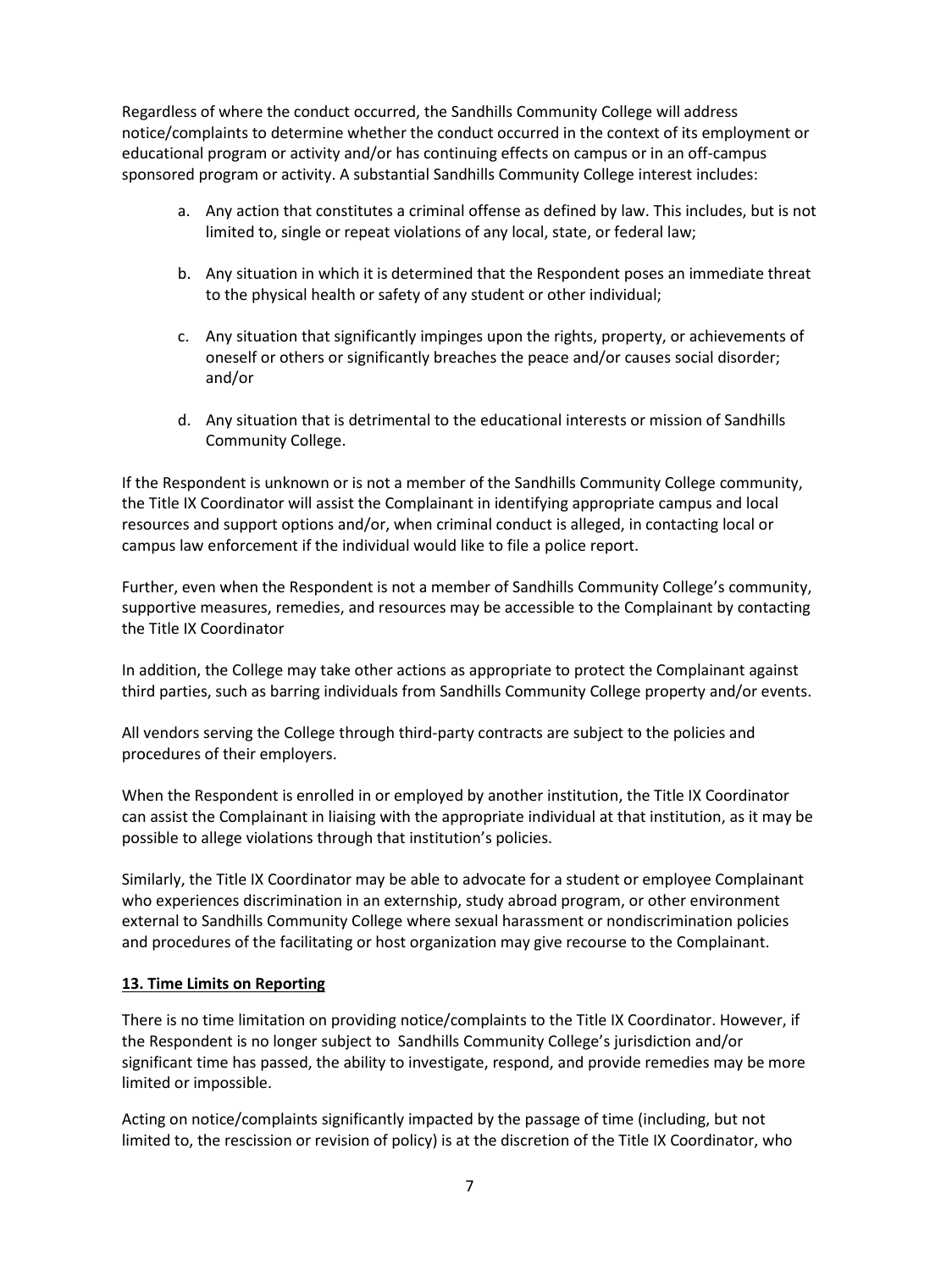Regardless of where the conduct occurred, the Sandhills Community College will address notice/complaints to determine whether the conduct occurred in the context of its employment or educational program or activity and/or has continuing effects on campus or in an off-campus sponsored program or activity. A substantial Sandhills Community College interest includes:

a. Any action that constitutes a criminal offense as defined by law. This includes, but is not limited to, single or repeat violations of any local, state, or federal law;

b. Any situation in which it is determined that the Respondent poses an immediate threat to the physical health or safety of any student or other individual;

c. Any situation that significantly impinges upon the rights, property, or achievements of oneself or others or significantly breaches the peace and/or causes social disorder; and/or

d. Any situation that is detrimental to the educational interests or mission of Sandhills Community College.

If the Respondent is unknown or is not a member of the Sandhills Community College community, the Title IX Coordinator will assist the Complainant in identifying appropriate campus and local resources and support options and/or, when criminal conduct is alleged, in contacting local or campus law enforcement if the individual would like to file a police report.

Further, even when the Respondent is not a member of Sandhills Community College's community, supportive measures, remedies, and resources may be accessible to the Complainant by contacting the Title IX Coordinator

In addition, the College may take other actions as appropriate to protect the Complainant against third parties, such as barring individuals from Sandhills Community College property and/or events.

All vendors serving the College through third-party contracts are subject to the policies and procedures of their employers.

When the Respondent is enrolled in or employed by another institution, the Title IX Coordinator can assist the Complainant in liaising with the appropriate individual at that institution, as it may be possible to allege violations through that institution's policies.

Similarly, the Title IX Coordinator may be able to advocate for a student or employee Complainant who experiences discrimination in an externship, study abroad program, or other environment external to Sandhills Community College where sexual harassment or nondiscrimination policies and procedures of the facilitating or host organization may give recourse to the Complainant.

**13. Time Limits on Reporting**

There is no time limitation on providing notice/complaints to the Title IX Coordinator. However, if the Respondent is no longer subject to Sandhills Community College's jurisdiction and/or significant time has passed, the ability to investigate, respond, and provide remedies may be more limited or impossible.

Acting on notice/complaints significantly impacted by the passage of time (including, but not limited to, the rescission or revision of policy) is at the discretion of the Title IX Coordinator, who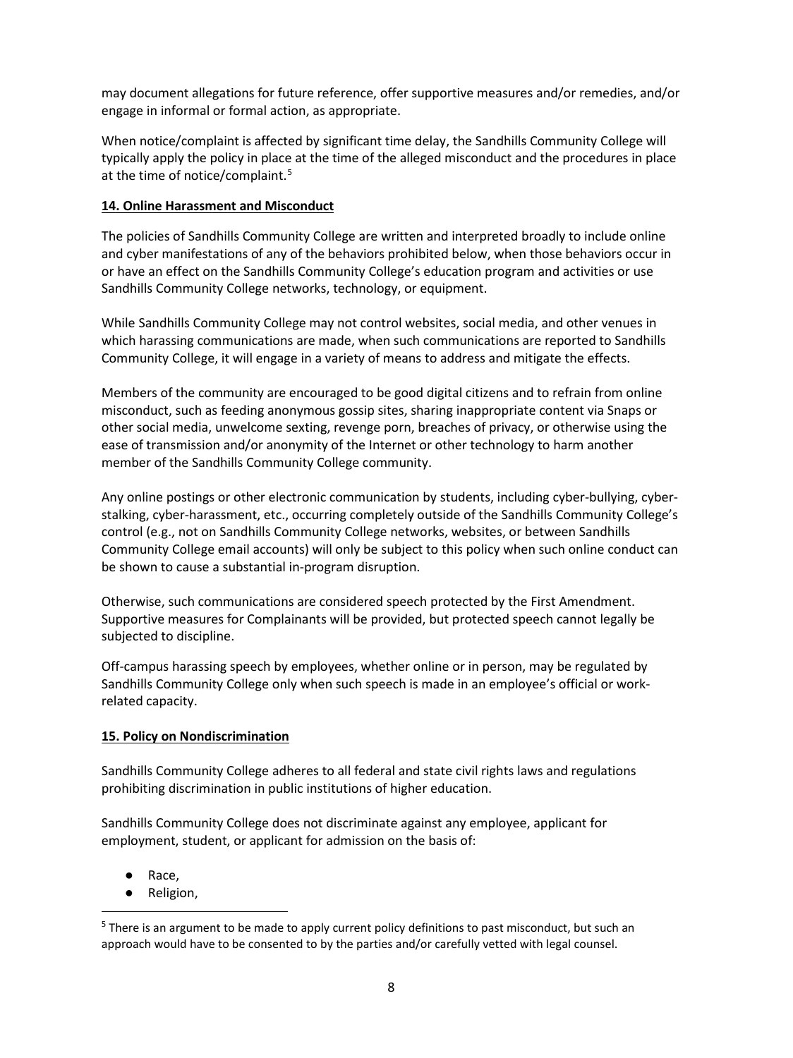may document allegations for future reference, offer supportive measures and/or remedies, and/or engage in informal or formal action, as appropriate.

When notice/complaint is affected by significant time delay, the Sandhills Community College will typically apply the policy in place at the time of the alleged misconduct and the procedures in place at the time of notice/complaint.[5]

## 14. Online Harassment and Misconduct

The policies of Sandhills Community College are written and interpreted broadly to include online and cyber manifestations of any of the behaviors prohibited below, when those behaviors occur in or have an effect on the Sandhills Community College's education program and activities or use Sandhills Community College networks, technology, or equipment.

While Sandhills Community College may not control websites, social media, and other venues in which harassing communications are made, when such communications are reported to Sandhills Community College, it will engage in a variety of means to address and mitigate the effects.

Members of the community are encouraged to be good digital citizens and to refrain from online misconduct, such as feeding anonymous gossip sites, sharing inappropriate content via Snaps or other social media, unwelcome sexting, revenge porn, breaches of privacy, or otherwise using the ease of transmission and/or anonymity of the Internet or other technology to harm another member of the Sandhills Community College community.

Any online postings or other electronic communication by students, including cyber-bullying, cyber-stalking, cyber-harassment, etc., occurring completely outside of the Sandhills Community College's control (e.g., not on Sandhills Community College networks, websites, or between Sandhills Community College email accounts) will only be subject to this policy when such online conduct can be shown to cause a substantial in-program disruption.

Otherwise, such communications are considered speech protected by the First Amendment. Supportive measures for Complainants will be provided, but protected speech cannot legally be subjected to discipline.

Off-campus harassing speech by employees, whether online or in person, may be regulated by Sandhills Community College only when such speech is made in an employee's official or work-related capacity.

## 15. Policy on Nondiscrimination

Sandhills Community College adheres to all federal and state civil rights laws and regulations prohibiting discrimination in public institutions of higher education.

Sandhills Community College does not discriminate against any employee, applicant for employment, student, or applicant for admission on the basis of:

- Race,
- Religion,

[5] There is an argument to be made to apply current policy definitions to past misconduct, but such an approach would have to be consented to by the parties and/or carefully vetted with legal counsel.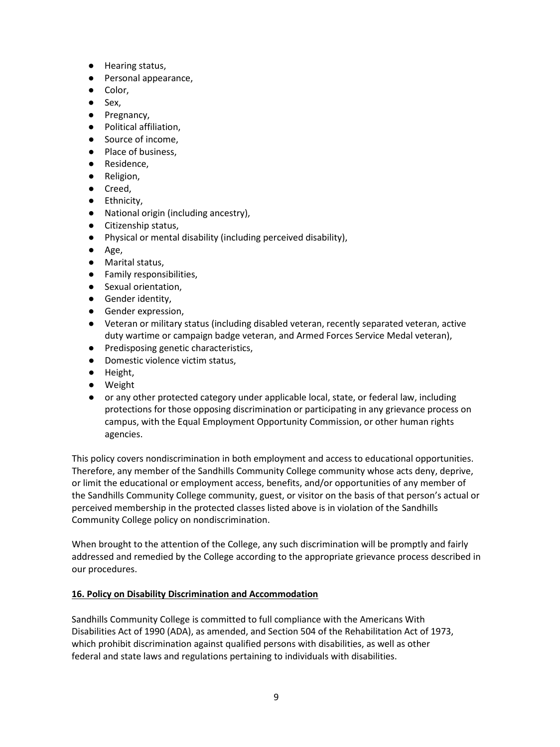- Hearing status,
- Personal appearance,
- Color,
- Sex,
- Pregnancy,
- Political affiliation,
- Source of income,
- Place of business,
- Residence,
- Religion,
- Creed,
- Ethnicity,
- National origin (including ancestry),
- Citizenship status,
- Physical or mental disability (including perceived disability),
- Age,
- Marital status,
- Family responsibilities,
- Sexual orientation,
- Gender identity,
- Gender expression,
- Veteran or military status (including disabled veteran, recently separated veteran, active duty wartime or campaign badge veteran, and Armed Forces Service Medal veteran),
- Predisposing genetic characteristics,
- Domestic violence victim status,
- Height,
- Weight
- or any other protected category under applicable local, state, or federal law, including protections for those opposing discrimination or participating in any grievance process on campus, with the Equal Employment Opportunity Commission, or other human rights agencies.

This policy covers nondiscrimination in both employment and access to educational opportunities. Therefore, any member of the Sandhills Community College community whose acts deny, deprive, or limit the educational or employment access, benefits, and/or opportunities of any member of the Sandhills Community College community, guest, or visitor on the basis of that person's actual or perceived membership in the protected classes listed above is in violation of the Sandhills Community College policy on nondiscrimination.

When brought to the attention of the College, any such discrimination will be promptly and fairly addressed and remedied by the College according to the appropriate grievance process described in our procedures.

**16. Policy on Disability Discrimination and Accommodation**

Sandhills Community College is committed to full compliance with the Americans With Disabilities Act of 1990 (ADA), as amended, and Section 504 of the Rehabilitation Act of 1973, which prohibit discrimination against qualified persons with disabilities, as well as other federal and state laws and regulations pertaining to individuals with disabilities.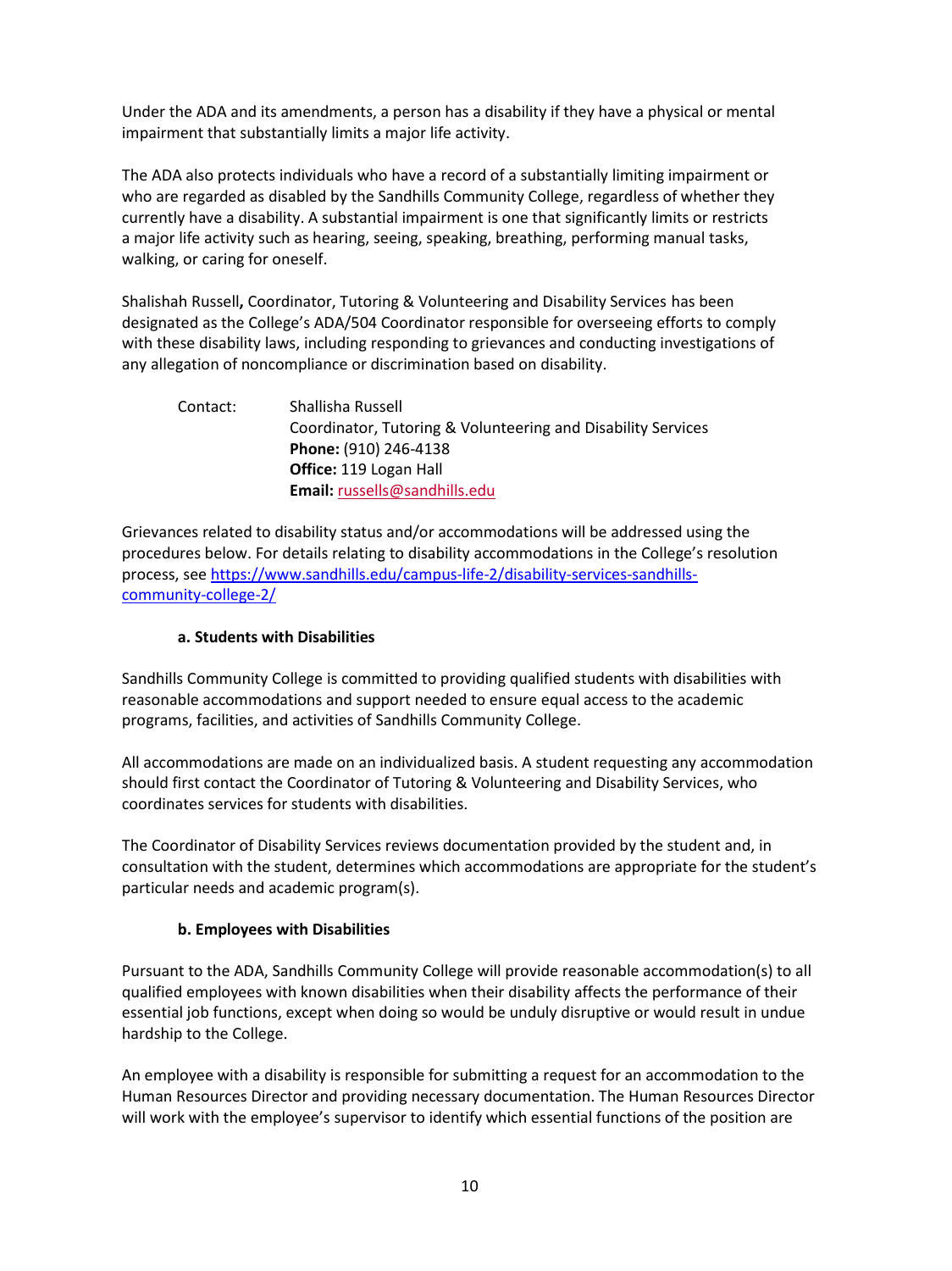Under the ADA and its amendments, a person has a disability if they have a physical or mental impairment that substantially limits a major life activity.

The ADA also protects individuals who have a record of a substantially limiting impairment or who are regarded as disabled by the Sandhills Community College, regardless of whether they currently have a disability. A substantial impairment is one that significantly limits or restricts a major life activity such as hearing, seeing, speaking, breathing, performing manual tasks, walking, or caring for oneself.

Shalishah Russell**,** Coordinator, Tutoring & Volunteering and Disability Services has been designated as the College's ADA/504 Coordinator responsible for overseeing efforts to comply with these disability laws, including responding to grievances and conducting investigations of any allegation of noncompliance or discrimination based on disability.

Contact:

Shallisha Russell
Coordinator, Tutoring & Volunteering and Disability Services
**Phone:** (910) 246-4138
**Office:** 119 Logan Hall
**Email:** russells@sandhills.edu

Grievances related to disability status and/or accommodations will be addressed using the procedures below. For details relating to disability accommodations in the College's resolution process, see https://www.sandhills.edu/campus-life-2/disability-services-sandhills-community-college-2/

**a. Students with Disabilities**

Sandhills Community College is committed to providing qualified students with disabilities with reasonable accommodations and support needed to ensure equal access to the academic programs, facilities, and activities of Sandhills Community College.

All accommodations are made on an individualized basis. A student requesting any accommodation should first contact the Coordinator of Tutoring & Volunteering and Disability Services, who coordinates services for students with disabilities.

The Coordinator of Disability Services reviews documentation provided by the student and, in consultation with the student, determines which accommodations are appropriate for the student's particular needs and academic program(s).

**b. Employees with Disabilities**

Pursuant to the ADA, Sandhills Community College will provide reasonable accommodation(s) to all qualified employees with known disabilities when their disability affects the performance of their essential job functions, except when doing so would be unduly disruptive or would result in undue hardship to the College.

An employee with a disability is responsible for submitting a request for an accommodation to the Human Resources Director and providing necessary documentation. The Human Resources Director will work with the employee's supervisor to identify which essential functions of the position are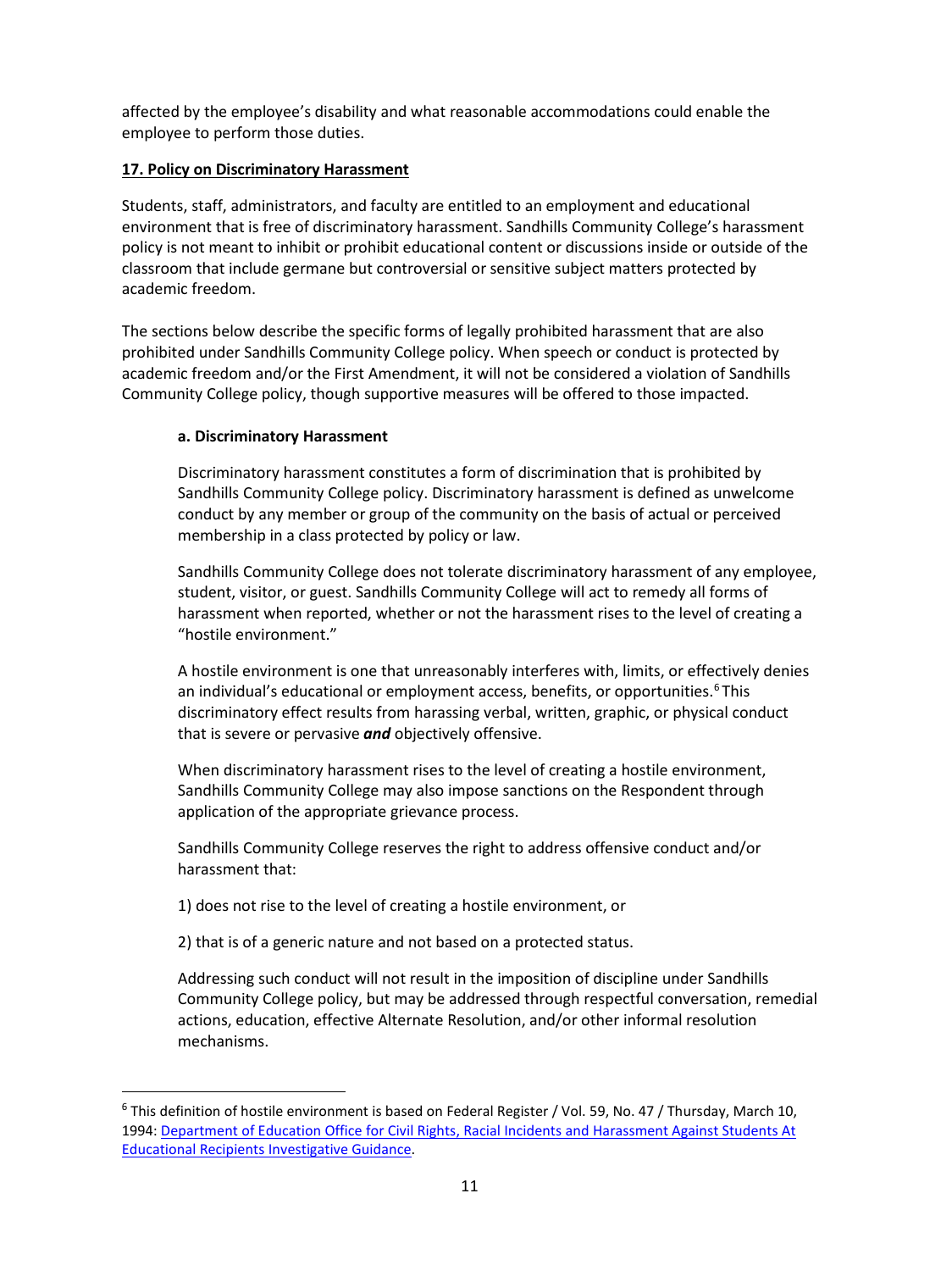affected by the employee's disability and what reasonable accommodations could enable the employee to perform those duties.

## 17. Policy on Discriminatory Harassment

Students, staff, administrators, and faculty are entitled to an employment and educational environment that is free of discriminatory harassment. Sandhills Community College's harassment policy is not meant to inhibit or prohibit educational content or discussions inside or outside of the classroom that include germane but controversial or sensitive subject matters protected by academic freedom.

The sections below describe the specific forms of legally prohibited harassment that are also prohibited under Sandhills Community College policy. When speech or conduct is protected by academic freedom and/or the First Amendment, it will not be considered a violation of Sandhills Community College policy, though supportive measures will be offered to those impacted.

### a. Discriminatory Harassment

Discriminatory harassment constitutes a form of discrimination that is prohibited by Sandhills Community College policy. Discriminatory harassment is defined as unwelcome conduct by any member or group of the community on the basis of actual or perceived membership in a class protected by policy or law.

Sandhills Community College does not tolerate discriminatory harassment of any employee, student, visitor, or guest. Sandhills Community College will act to remedy all forms of harassment when reported, whether or not the harassment rises to the level of creating a "hostile environment."

A hostile environment is one that unreasonably interferes with, limits, or effectively denies an individual's educational or employment access, benefits, or opportunities.[6] This discriminatory effect results from harassing verbal, written, graphic, or physical conduct that is severe or pervasive ***and*** objectively offensive.

When discriminatory harassment rises to the level of creating a hostile environment, Sandhills Community College may also impose sanctions on the Respondent through application of the appropriate grievance process.

Sandhills Community College reserves the right to address offensive conduct and/or harassment that:

1) does not rise to the level of creating a hostile environment, or

2) that is of a generic nature and not based on a protected status.

Addressing such conduct will not result in the imposition of discipline under Sandhills Community College policy, but may be addressed through respectful conversation, remedial actions, education, effective Alternate Resolution, and/or other informal resolution mechanisms.

---

[6] This definition of hostile environment is based on Federal Register / Vol. 59, No. 47 / Thursday, March 10, 1994: [Department of Education Office for Civil Rights, Racial Incidents and Harassment Against Students At Educational Recipients Investigative Guidance](#).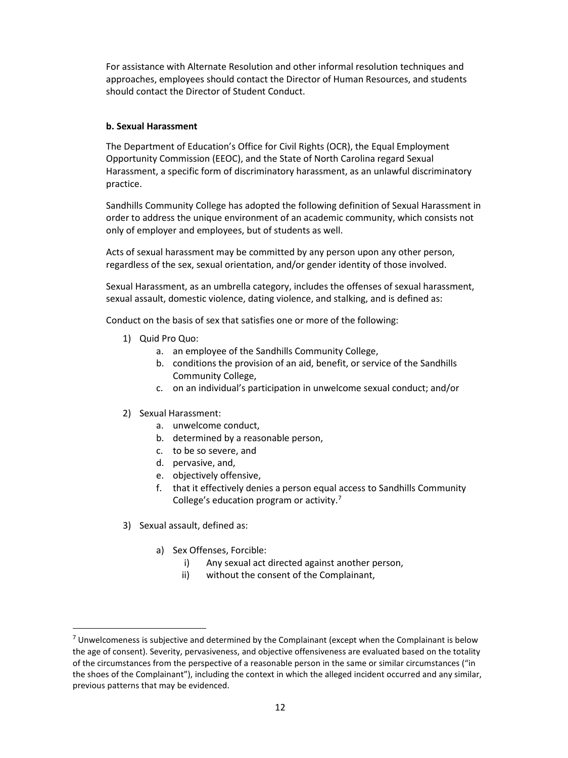For assistance with Alternate Resolution and other informal resolution techniques and approaches, employees should contact the Director of Human Resources, and students should contact the Director of Student Conduct.

**b. Sexual Harassment**

The Department of Education's Office for Civil Rights (OCR), the Equal Employment Opportunity Commission (EEOC), and the State of North Carolina regard Sexual Harassment, a specific form of discriminatory harassment, as an unlawful discriminatory practice.

Sandhills Community College has adopted the following definition of Sexual Harassment in order to address the unique environment of an academic community, which consists not only of employer and employees, but of students as well.

Acts of sexual harassment may be committed by any person upon any other person, regardless of the sex, sexual orientation, and/or gender identity of those involved.

Sexual Harassment, as an umbrella category, includes the offenses of sexual harassment, sexual assault, domestic violence, dating violence, and stalking, and is defined as:

Conduct on the basis of sex that satisfies one or more of the following:

1) Quid Pro Quo:
    a. an employee of the Sandhills Community College,
    b. conditions the provision of an aid, benefit, or service of the Sandhills Community College,
    c. on an individual's participation in unwelcome sexual conduct; and/or

2) Sexual Harassment:
    a. unwelcome conduct,
    b. determined by a reasonable person,
    c. to be so severe, and
    d. pervasive, and,
    e. objectively offensive,
    f. that it effectively denies a person equal access to Sandhills Community College's education program or activity.[7]

3) Sexual assault, defined as:

    a) Sex Offenses, Forcible:
        i) Any sexual act directed against another person,
        ii) without the consent of the Complainant,

---

[7] Unwelcomeness is subjective and determined by the Complainant (except when the Complainant is below the age of consent). Severity, pervasiveness, and objective offensiveness are evaluated based on the totality of the circumstances from the perspective of a reasonable person in the same or similar circumstances ("in the shoes of the Complainant"), including the context in which the alleged incident occurred and any similar, previous patterns that may be evidenced.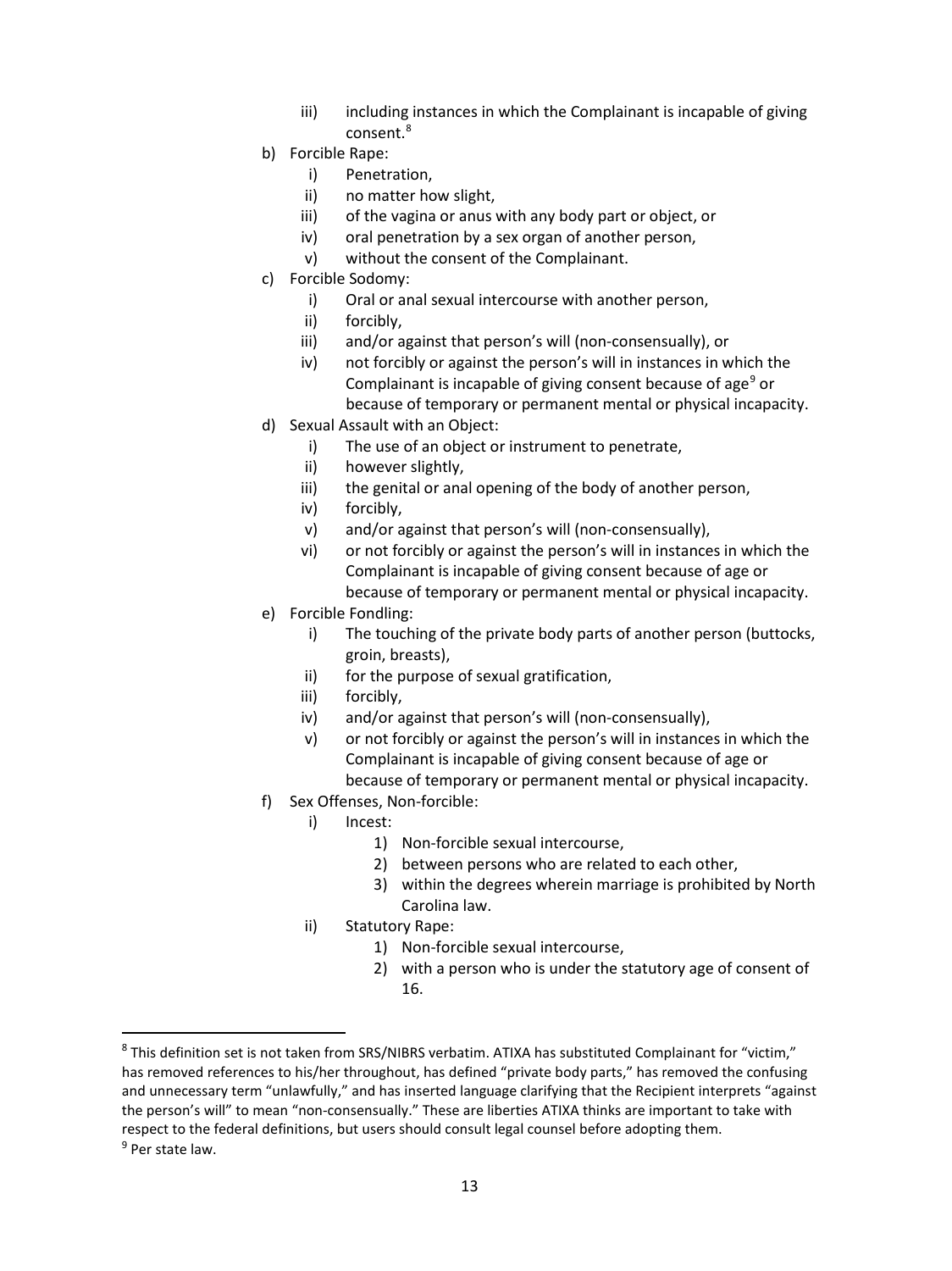- iii) including instances in which the Complainant is incapable of giving consent.[8]

- b) Forcible Rape:
   - i) Penetration,
   - ii) no matter how slight,
   - iii) of the vagina or anus with any body part or object, or
   - iv) oral penetration by a sex organ of another person,
   - v) without the consent of the Complainant.
- c) Forcible Sodomy:
   - i) Oral or anal sexual intercourse with another person,
   - ii) forcibly,
   - iii) and/or against that person's will (non-consensually), or
   - iv) not forcibly or against the person's will in instances in which the Complainant is incapable of giving consent because of age[9] or because of temporary or permanent mental or physical incapacity.
- d) Sexual Assault with an Object:
   - i) The use of an object or instrument to penetrate,
   - ii) however slightly,
   - iii) the genital or anal opening of the body of another person,
   - iv) forcibly,
   - v) and/or against that person's will (non-consensually),
   - vi) or not forcibly or against the person's will in instances in which the Complainant is incapable of giving consent because of age or because of temporary or permanent mental or physical incapacity.
- e) Forcible Fondling:
   - i) The touching of the private body parts of another person (buttocks, groin, breasts),
   - ii) for the purpose of sexual gratification,
   - iii) forcibly,
   - iv) and/or against that person's will (non-consensually),
   - v) or not forcibly or against the person's will in instances in which the Complainant is incapable of giving consent because of age or because of temporary or permanent mental or physical incapacity.
- f) Sex Offenses, Non-forcible:
   - i) Incest:
      1) Non-forcible sexual intercourse,
      2) between persons who are related to each other,
      3) within the degrees wherein marriage is prohibited by North Carolina law.
   - ii) Statutory Rape:
      1) Non-forcible sexual intercourse,
      2) with a person who is under the statutory age of consent of 16.

---

[8] This definition set is not taken from SRS/NIBRS verbatim. ATIXA has substituted Complainant for "victim," has removed references to his/her throughout, has defined "private body parts," has removed the confusing and unnecessary term "unlawfully," and has inserted language clarifying that the Recipient interprets "against the person's will" to mean "non-consensually." These are liberties ATIXA thinks are important to take with respect to the federal definitions, but users should consult legal counsel before adopting them.

[9] Per state law.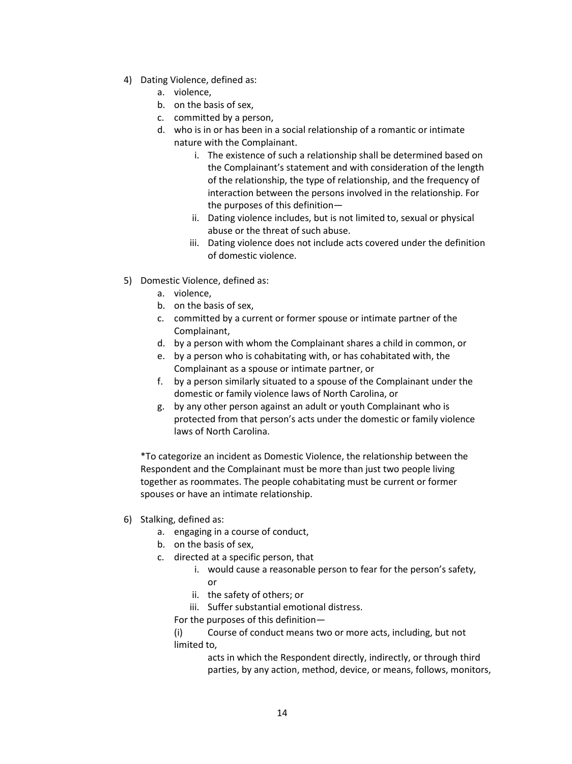4) Dating Violence, defined as:
    a. violence,
    b. on the basis of sex,
    c. committed by a person,
    d. who is in or has been in a social relationship of a romantic or intimate nature with the Complainant.
        i. The existence of such a relationship shall be determined based on the Complainant's statement and with consideration of the length of the relationship, the type of relationship, and the frequency of interaction between the persons involved in the relationship. For the purposes of this definition—
        ii. Dating violence includes, but is not limited to, sexual or physical abuse or the threat of such abuse.
        iii. Dating violence does not include acts covered under the definition of domestic violence.

5) Domestic Violence, defined as:
    a. violence,
    b. on the basis of sex,
    c. committed by a current or former spouse or intimate partner of the Complainant,
    d. by a person with whom the Complainant shares a child in common, or
    e. by a person who is cohabitating with, or has cohabitated with, the Complainant as a spouse or intimate partner, or
    f. by a person similarly situated to a spouse of the Complainant under the domestic or family violence laws of North Carolina, or
    g. by any other person against an adult or youth Complainant who is protected from that person's acts under the domestic or family violence laws of North Carolina.

    *To categorize an incident as Domestic Violence, the relationship between the Respondent and the Complainant must be more than just two people living together as roommates. The people cohabitating must be current or former spouses or have an intimate relationship.

6) Stalking, defined as:
    a. engaging in a course of conduct,
    b. on the basis of sex,
    c. directed at a specific person, that
        i. would cause a reasonable person to fear for the person's safety, or
        ii. the safety of others; or
        iii. Suffer substantial emotional distress.

    For the purposes of this definition—

    (i) Course of conduct means two or more acts, including, but not limited to,

    acts in which the Respondent directly, indirectly, or through third parties, by any action, method, device, or means, follows, monitors,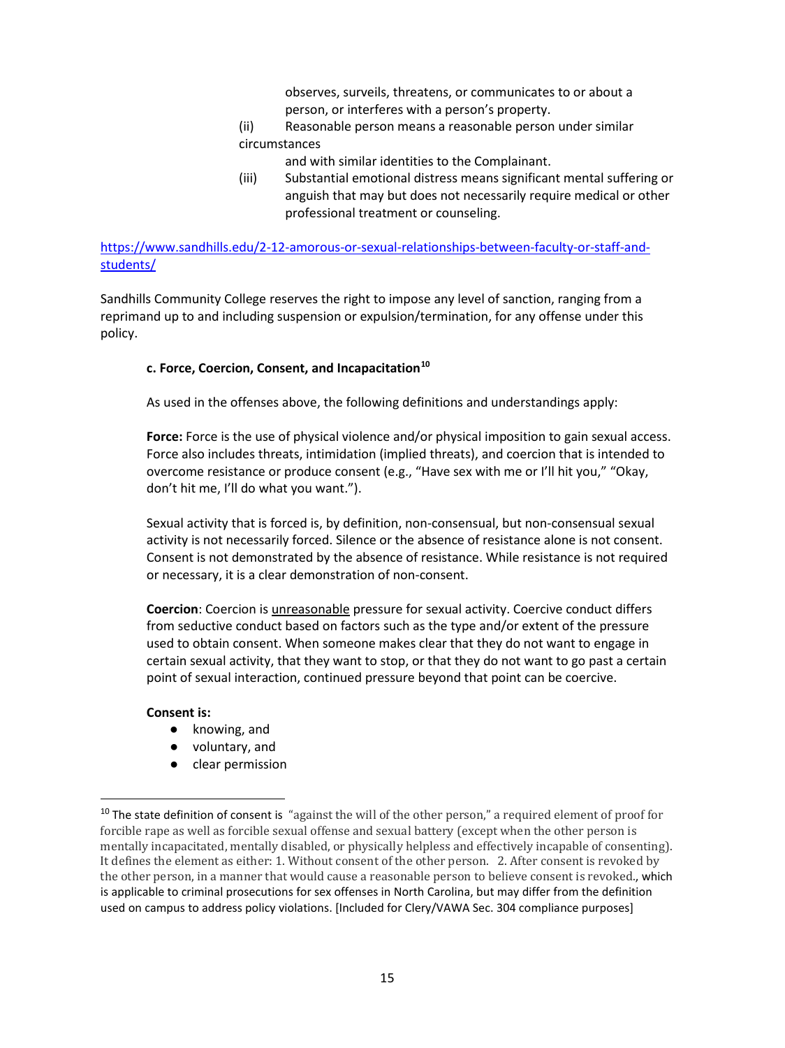observes, surveils, threatens, or communicates to or about a person, or interferes with a person's property.

(ii) Reasonable person means a reasonable person under similar circumstances and with similar identities to the Complainant.

(iii) Substantial emotional distress means significant mental suffering or anguish that may but does not necessarily require medical or other professional treatment or counseling.

https://www.sandhills.edu/2-12-amorous-or-sexual-relationships-between-faculty-or-staff-and-students/

Sandhills Community College reserves the right to impose any level of sanction, ranging from a reprimand up to and including suspension or expulsion/termination, for any offense under this policy.

**c. Force, Coercion, Consent, and Incapacitation**[10]

As used in the offenses above, the following definitions and understandings apply:

**Force:** Force is the use of physical violence and/or physical imposition to gain sexual access. Force also includes threats, intimidation (implied threats), and coercion that is intended to overcome resistance or produce consent (e.g., "Have sex with me or I'll hit you," "Okay, don't hit me, I'll do what you want.").

Sexual activity that is forced is, by definition, non-consensual, but non-consensual sexual activity is not necessarily forced. Silence or the absence of resistance alone is not consent. Consent is not demonstrated by the absence of resistance. While resistance is not required or necessary, it is a clear demonstration of non-consent.

**Coercion**: Coercion is <u>unreasonable</u> pressure for sexual activity. Coercive conduct differs from seductive conduct based on factors such as the type and/or extent of the pressure used to obtain consent. When someone makes clear that they do not want to engage in certain sexual activity, that they want to stop, or that they do not want to go past a certain point of sexual interaction, continued pressure beyond that point can be coercive.

**Consent is:**

- knowing, and
- voluntary, and
- clear permission

---

[10] The state definition of consent is "against the will of the other person," a required element of proof for forcible rape as well as forcible sexual offense and sexual battery (except when the other person is mentally incapacitated, mentally disabled, or physically helpless and effectively incapable of consenting). It defines the element as either: 1. Without consent of the other person. 2. After consent is revoked by the other person, in a manner that would cause a reasonable person to believe consent is revoked., which is applicable to criminal prosecutions for sex offenses in North Carolina, but may differ from the definition used on campus to address policy violations. [Included for Clery/VAWA Sec. 304 compliance purposes]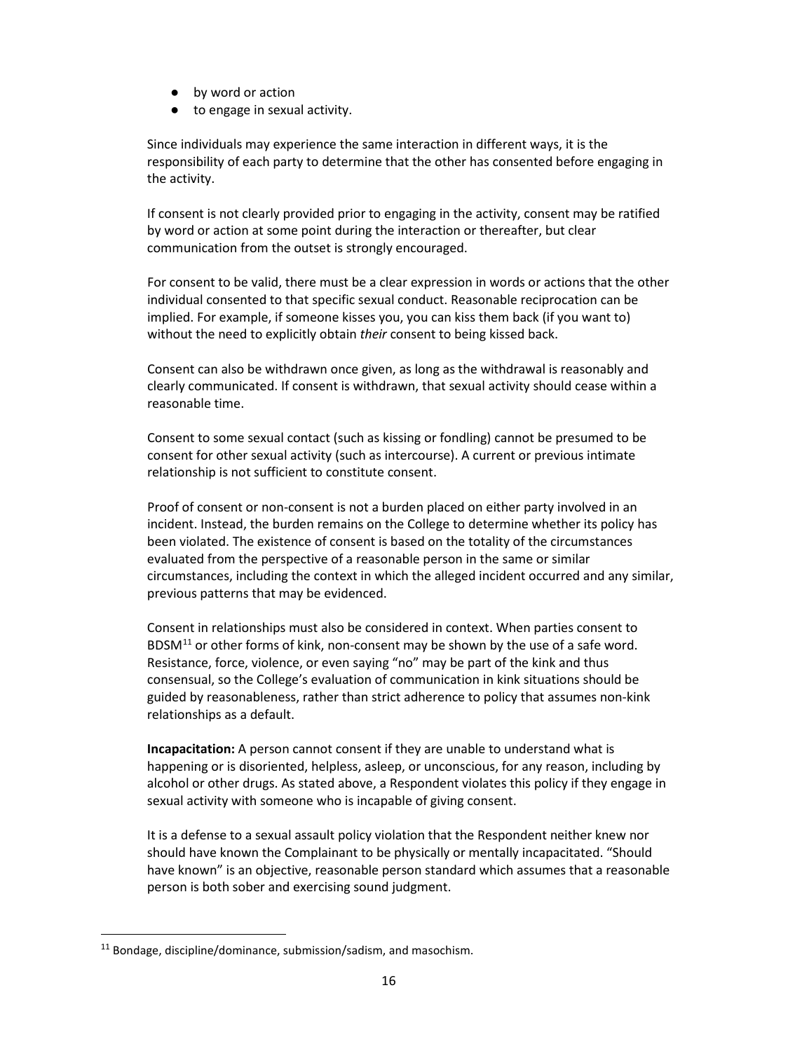- by word or action
- to engage in sexual activity.

Since individuals may experience the same interaction in different ways, it is the responsibility of each party to determine that the other has consented before engaging in the activity.

If consent is not clearly provided prior to engaging in the activity, consent may be ratified by word or action at some point during the interaction or thereafter, but clear communication from the outset is strongly encouraged.

For consent to be valid, there must be a clear expression in words or actions that the other individual consented to that specific sexual conduct. Reasonable reciprocation can be implied. For example, if someone kisses you, you can kiss them back (if you want to) without the need to explicitly obtain *their* consent to being kissed back.

Consent can also be withdrawn once given, as long as the withdrawal is reasonably and clearly communicated. If consent is withdrawn, that sexual activity should cease within a reasonable time.

Consent to some sexual contact (such as kissing or fondling) cannot be presumed to be consent for other sexual activity (such as intercourse). A current or previous intimate relationship is not sufficient to constitute consent.

Proof of consent or non-consent is not a burden placed on either party involved in an incident. Instead, the burden remains on the College to determine whether its policy has been violated. The existence of consent is based on the totality of the circumstances evaluated from the perspective of a reasonable person in the same or similar circumstances, including the context in which the alleged incident occurred and any similar, previous patterns that may be evidenced.

Consent in relationships must also be considered in context. When parties consent to BDSM[11] or other forms of kink, non-consent may be shown by the use of a safe word. Resistance, force, violence, or even saying "no" may be part of the kink and thus consensual, so the College's evaluation of communication in kink situations should be guided by reasonableness, rather than strict adherence to policy that assumes non-kink relationships as a default.

**Incapacitation:** A person cannot consent if they are unable to understand what is happening or is disoriented, helpless, asleep, or unconscious, for any reason, including by alcohol or other drugs. As stated above, a Respondent violates this policy if they engage in sexual activity with someone who is incapable of giving consent.

It is a defense to a sexual assault policy violation that the Respondent neither knew nor should have known the Complainant to be physically or mentally incapacitated. "Should have known" is an objective, reasonable person standard which assumes that a reasonable person is both sober and exercising sound judgment.

[11] Bondage, discipline/dominance, submission/sadism, and masochism.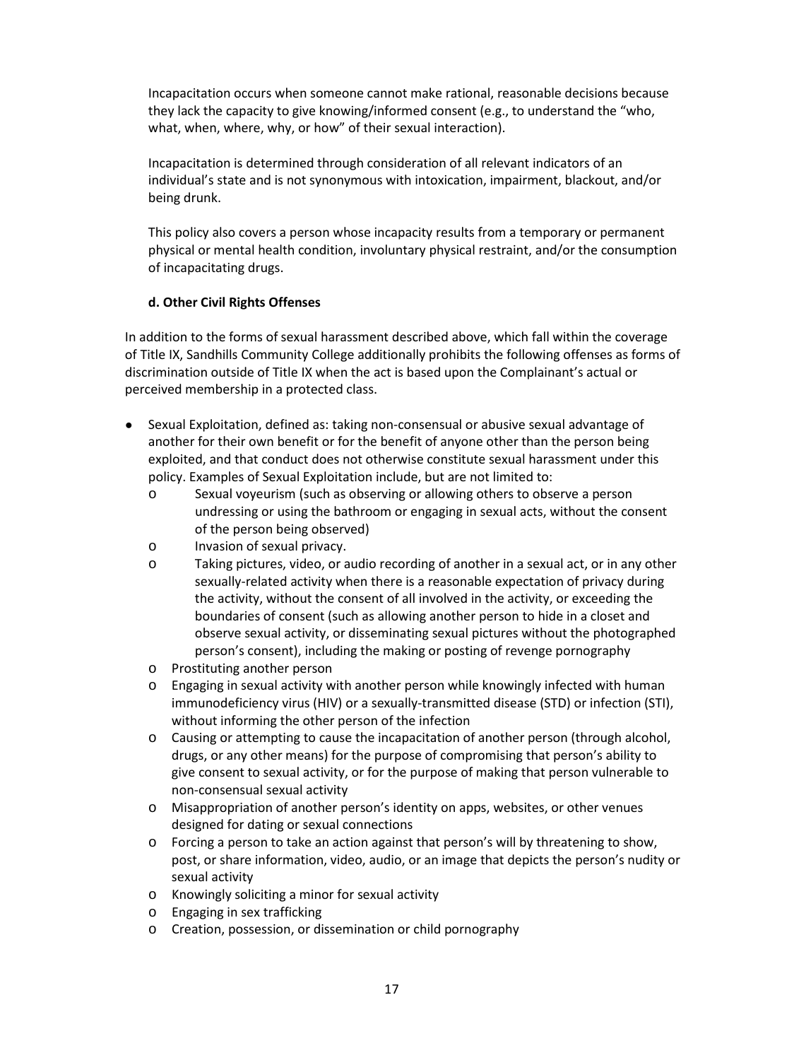Incapacitation occurs when someone cannot make rational, reasonable decisions because they lack the capacity to give knowing/informed consent (e.g., to understand the "who, what, when, where, why, or how" of their sexual interaction).

Incapacitation is determined through consideration of all relevant indicators of an individual's state and is not synonymous with intoxication, impairment, blackout, and/or being drunk.

This policy also covers a person whose incapacity results from a temporary or permanent physical or mental health condition, involuntary physical restraint, and/or the consumption of incapacitating drugs.

**d. Other Civil Rights Offenses**

In addition to the forms of sexual harassment described above, which fall within the coverage of Title IX, Sandhills Community College additionally prohibits the following offenses as forms of discrimination outside of Title IX when the act is based upon the Complainant's actual or perceived membership in a protected class.

- Sexual Exploitation, defined as: taking non-consensual or abusive sexual advantage of another for their own benefit or for the benefit of anyone other than the person being exploited, and that conduct does not otherwise constitute sexual harassment under this policy. Examples of Sexual Exploitation include, but are not limited to:
  - Sexual voyeurism (such as observing or allowing others to observe a person undressing or using the bathroom or engaging in sexual acts, without the consent of the person being observed)
  - Invasion of sexual privacy.
  - Taking pictures, video, or audio recording of another in a sexual act, or in any other sexually-related activity when there is a reasonable expectation of privacy during the activity, without the consent of all involved in the activity, or exceeding the boundaries of consent (such as allowing another person to hide in a closet and observe sexual activity, or disseminating sexual pictures without the photographed person's consent), including the making or posting of revenge pornography
  - Prostituting another person
  - Engaging in sexual activity with another person while knowingly infected with human immunodeficiency virus (HIV) or a sexually-transmitted disease (STD) or infection (STI), without informing the other person of the infection
  - Causing or attempting to cause the incapacitation of another person (through alcohol, drugs, or any other means) for the purpose of compromising that person's ability to give consent to sexual activity, or for the purpose of making that person vulnerable to non-consensual sexual activity
  - Misappropriation of another person's identity on apps, websites, or other venues designed for dating or sexual connections
  - Forcing a person to take an action against that person's will by threatening to show, post, or share information, video, audio, or an image that depicts the person's nudity or sexual activity
  - Knowingly soliciting a minor for sexual activity
  - Engaging in sex trafficking
  - Creation, possession, or dissemination or child pornography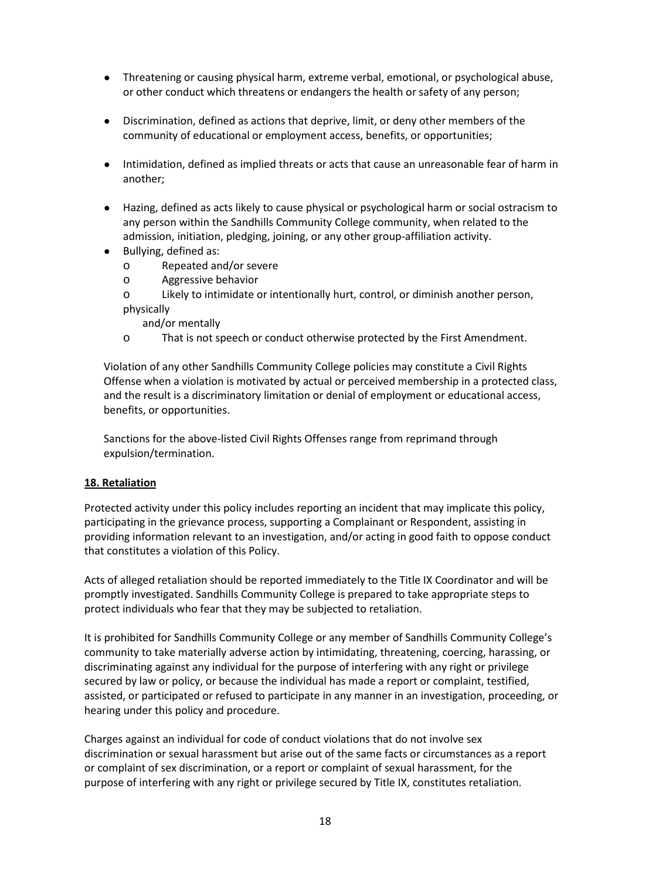- Threatening or causing physical harm, extreme verbal, emotional, or psychological abuse, or other conduct which threatens or endangers the health or safety of any person;
- Discrimination, defined as actions that deprive, limit, or deny other members of the community of educational or employment access, benefits, or opportunities;
- Intimidation, defined as implied threats or acts that cause an unreasonable fear of harm in another;
- Hazing, defined as acts likely to cause physical or psychological harm or social ostracism to any person within the Sandhills Community College community, when related to the admission, initiation, pledging, joining, or any other group-affiliation activity.
- Bullying, defined as:
  - Repeated and/or severe
  - Aggressive behavior
  - Likely to intimidate or intentionally hurt, control, or diminish another person, physically and/or mentally
  - That is not speech or conduct otherwise protected by the First Amendment.

Violation of any other Sandhills Community College policies may constitute a Civil Rights Offense when a violation is motivated by actual or perceived membership in a protected class, and the result is a discriminatory limitation or denial of employment or educational access, benefits, or opportunities.

Sanctions for the above-listed Civil Rights Offenses range from reprimand through expulsion/termination.

## 18. Retaliation

Protected activity under this policy includes reporting an incident that may implicate this policy, participating in the grievance process, supporting a Complainant or Respondent, assisting in providing information relevant to an investigation, and/or acting in good faith to oppose conduct that constitutes a violation of this Policy.

Acts of alleged retaliation should be reported immediately to the Title IX Coordinator and will be promptly investigated. Sandhills Community College is prepared to take appropriate steps to protect individuals who fear that they may be subjected to retaliation.

It is prohibited for Sandhills Community College or any member of Sandhills Community College's community to take materially adverse action by intimidating, threatening, coercing, harassing, or discriminating against any individual for the purpose of interfering with any right or privilege secured by law or policy, or because the individual has made a report or complaint, testified, assisted, or participated or refused to participate in any manner in an investigation, proceeding, or hearing under this policy and procedure.

Charges against an individual for code of conduct violations that do not involve sex discrimination or sexual harassment but arise out of the same facts or circumstances as a report or complaint of sex discrimination, or a report or complaint of sexual harassment, for the purpose of interfering with any right or privilege secured by Title IX, constitutes retaliation.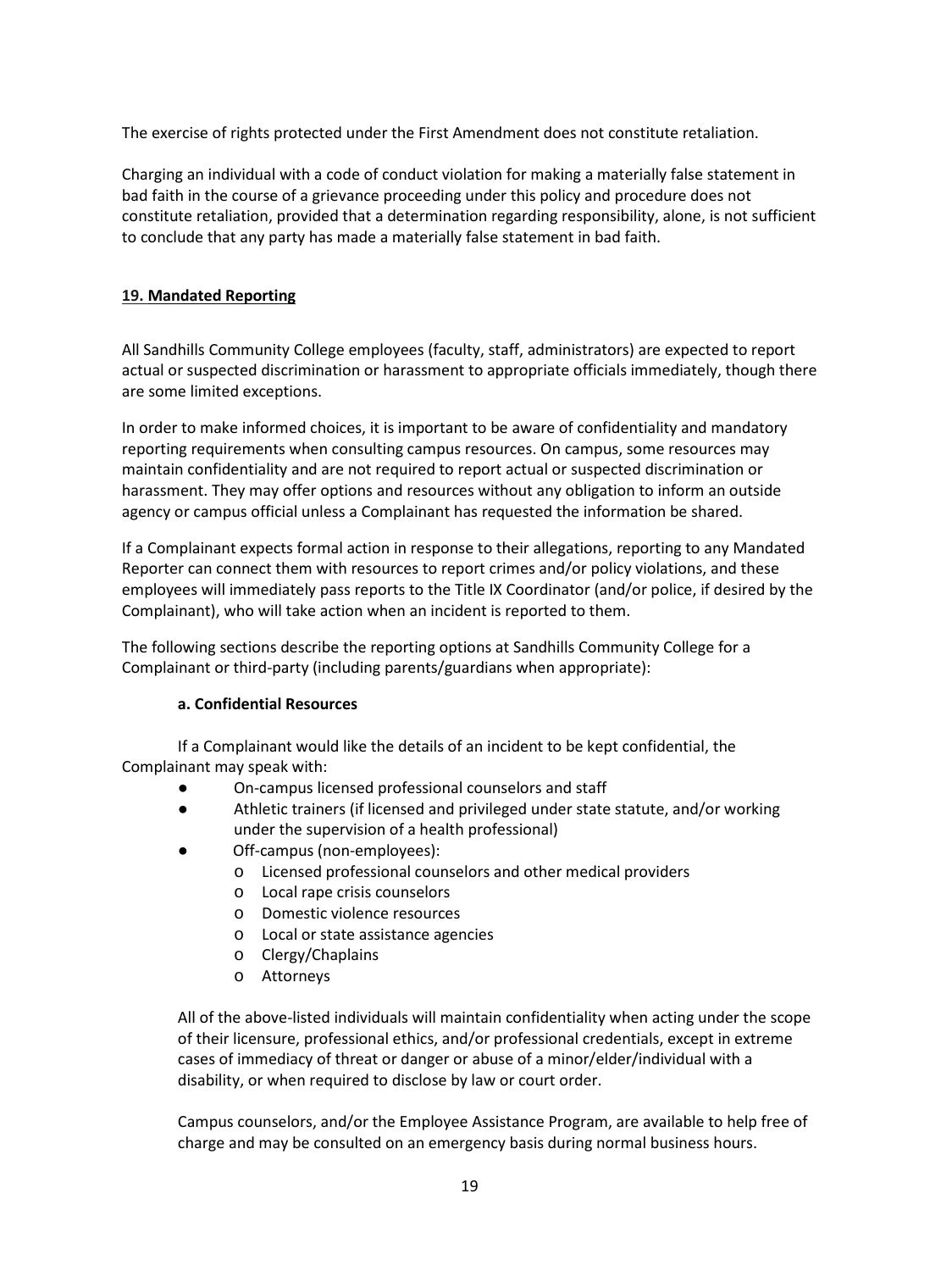The exercise of rights protected under the First Amendment does not constitute retaliation.

Charging an individual with a code of conduct violation for making a materially false statement in bad faith in the course of a grievance proceeding under this policy and procedure does not constitute retaliation, provided that a determination regarding responsibility, alone, is not sufficient to conclude that any party has made a materially false statement in bad faith.

## 19. Mandated Reporting

All Sandhills Community College employees (faculty, staff, administrators) are expected to report actual or suspected discrimination or harassment to appropriate officials immediately, though there are some limited exceptions.

In order to make informed choices, it is important to be aware of confidentiality and mandatory reporting requirements when consulting campus resources. On campus, some resources may maintain confidentiality and are not required to report actual or suspected discrimination or harassment. They may offer options and resources without any obligation to inform an outside agency or campus official unless a Complainant has requested the information be shared.

If a Complainant expects formal action in response to their allegations, reporting to any Mandated Reporter can connect them with resources to report crimes and/or policy violations, and these employees will immediately pass reports to the Title IX Coordinator (and/or police, if desired by the Complainant), who will take action when an incident is reported to them.

The following sections describe the reporting options at Sandhills Community College for a Complainant or third-party (including parents/guardians when appropriate):

### a. Confidential Resources

If a Complainant would like the details of an incident to be kept confidential, the Complainant may speak with:

- On-campus licensed professional counselors and staff
- Athletic trainers (if licensed and privileged under state statute, and/or working under the supervision of a health professional)
- Off-campus (non-employees):
  - Licensed professional counselors and other medical providers
  - Local rape crisis counselors
  - Domestic violence resources
  - Local or state assistance agencies
  - Clergy/Chaplains
  - Attorneys

All of the above-listed individuals will maintain confidentiality when acting under the scope of their licensure, professional ethics, and/or professional credentials, except in extreme cases of immediacy of threat or danger or abuse of a minor/elder/individual with a disability, or when required to disclose by law or court order.

Campus counselors, and/or the Employee Assistance Program, are available to help free of charge and may be consulted on an emergency basis during normal business hours.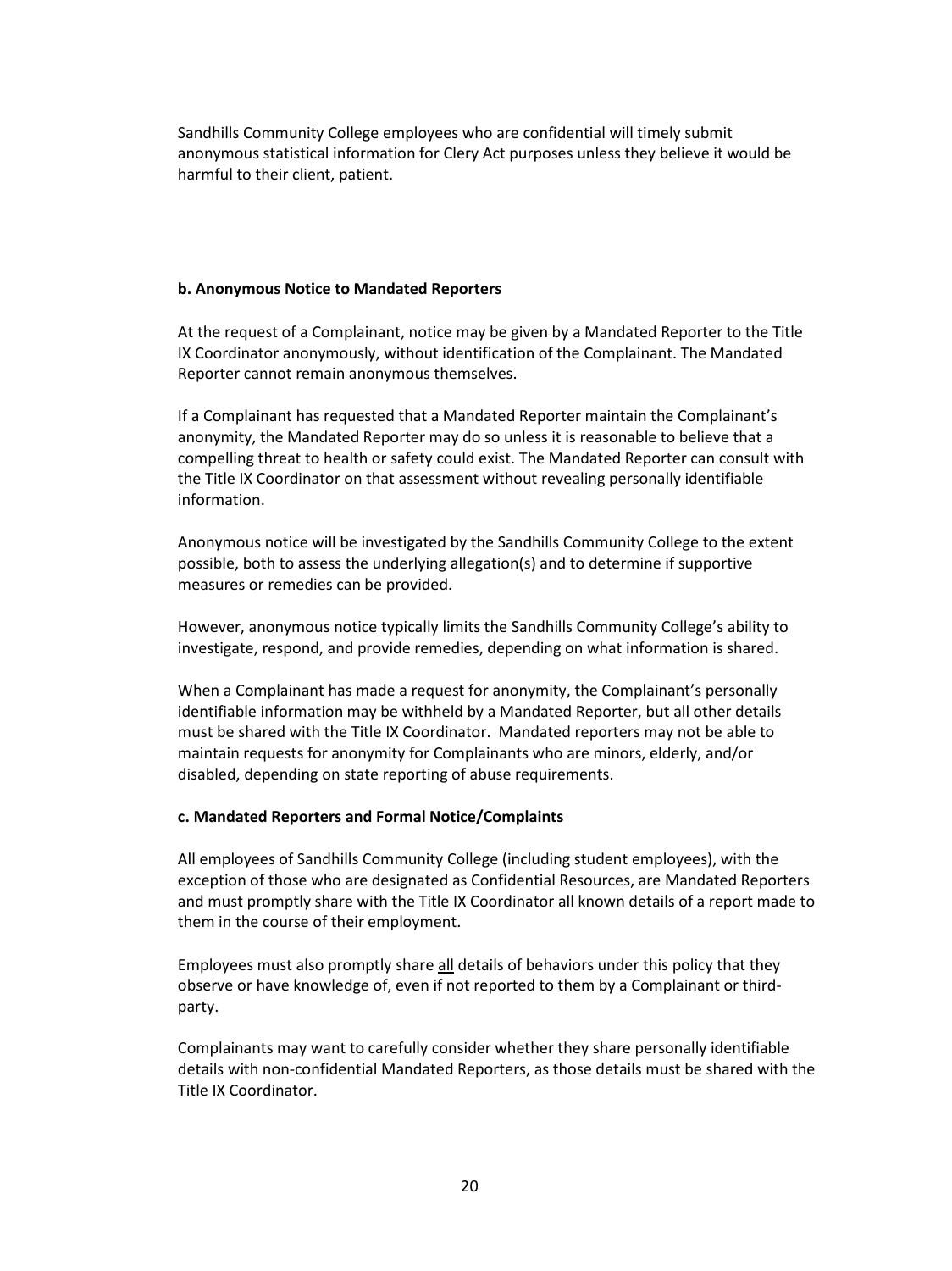Sandhills Community College employees who are confidential will timely submit anonymous statistical information for Clery Act purposes unless they believe it would be harmful to their client, patient.

**b. Anonymous Notice to Mandated Reporters**

At the request of a Complainant, notice may be given by a Mandated Reporter to the Title IX Coordinator anonymously, without identification of the Complainant. The Mandated Reporter cannot remain anonymous themselves.

If a Complainant has requested that a Mandated Reporter maintain the Complainant's anonymity, the Mandated Reporter may do so unless it is reasonable to believe that a compelling threat to health or safety could exist. The Mandated Reporter can consult with the Title IX Coordinator on that assessment without revealing personally identifiable information.

Anonymous notice will be investigated by the Sandhills Community College to the extent possible, both to assess the underlying allegation(s) and to determine if supportive measures or remedies can be provided.

However, anonymous notice typically limits the Sandhills Community College's ability to investigate, respond, and provide remedies, depending on what information is shared.

When a Complainant has made a request for anonymity, the Complainant's personally identifiable information may be withheld by a Mandated Reporter, but all other details must be shared with the Title IX Coordinator. Mandated reporters may not be able to maintain requests for anonymity for Complainants who are minors, elderly, and/or disabled, depending on state reporting of abuse requirements.

**c. Mandated Reporters and Formal Notice/Complaints**

All employees of Sandhills Community College (including student employees), with the exception of those who are designated as Confidential Resources, are Mandated Reporters and must promptly share with the Title IX Coordinator all known details of a report made to them in the course of their employment.

Employees must also promptly share <u>all</u> details of behaviors under this policy that they observe or have knowledge of, even if not reported to them by a Complainant or third-party.

Complainants may want to carefully consider whether they share personally identifiable details with non-confidential Mandated Reporters, as those details must be shared with the Title IX Coordinator.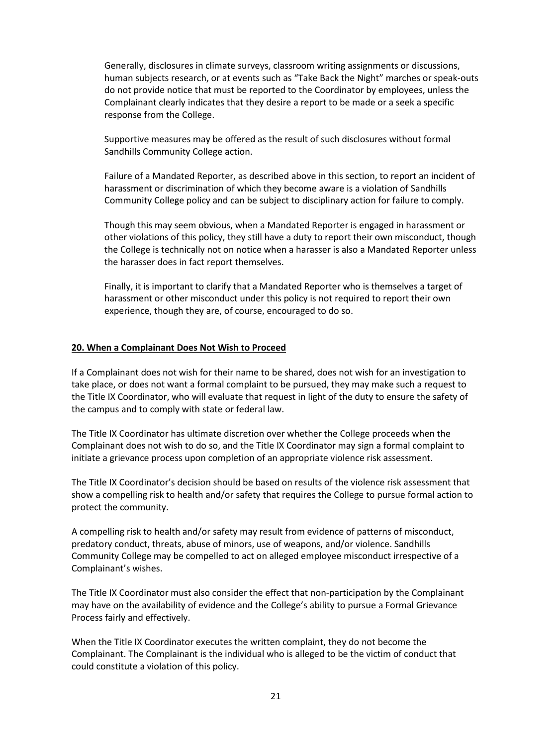Generally, disclosures in climate surveys, classroom writing assignments or discussions, human subjects research, or at events such as "Take Back the Night" marches or speak-outs do not provide notice that must be reported to the Coordinator by employees, unless the Complainant clearly indicates that they desire a report to be made or a seek a specific response from the College.

Supportive measures may be offered as the result of such disclosures without formal Sandhills Community College action.

Failure of a Mandated Reporter, as described above in this section, to report an incident of harassment or discrimination of which they become aware is a violation of Sandhills Community College policy and can be subject to disciplinary action for failure to comply.

Though this may seem obvious, when a Mandated Reporter is engaged in harassment or other violations of this policy, they still have a duty to report their own misconduct, though the College is technically not on notice when a harasser is also a Mandated Reporter unless the harasser does in fact report themselves.

Finally, it is important to clarify that a Mandated Reporter who is themselves a target of harassment or other misconduct under this policy is not required to report their own experience, though they are, of course, encouraged to do so.

## 20. When a Complainant Does Not Wish to Proceed

If a Complainant does not wish for their name to be shared, does not wish for an investigation to take place, or does not want a formal complaint to be pursued, they may make such a request to the Title IX Coordinator, who will evaluate that request in light of the duty to ensure the safety of the campus and to comply with state or federal law.

The Title IX Coordinator has ultimate discretion over whether the College proceeds when the Complainant does not wish to do so, and the Title IX Coordinator may sign a formal complaint to initiate a grievance process upon completion of an appropriate violence risk assessment.

The Title IX Coordinator's decision should be based on results of the violence risk assessment that show a compelling risk to health and/or safety that requires the College to pursue formal action to protect the community.

A compelling risk to health and/or safety may result from evidence of patterns of misconduct, predatory conduct, threats, abuse of minors, use of weapons, and/or violence. Sandhills Community College may be compelled to act on alleged employee misconduct irrespective of a Complainant's wishes.

The Title IX Coordinator must also consider the effect that non-participation by the Complainant may have on the availability of evidence and the College's ability to pursue a Formal Grievance Process fairly and effectively.

When the Title IX Coordinator executes the written complaint, they do not become the Complainant. The Complainant is the individual who is alleged to be the victim of conduct that could constitute a violation of this policy.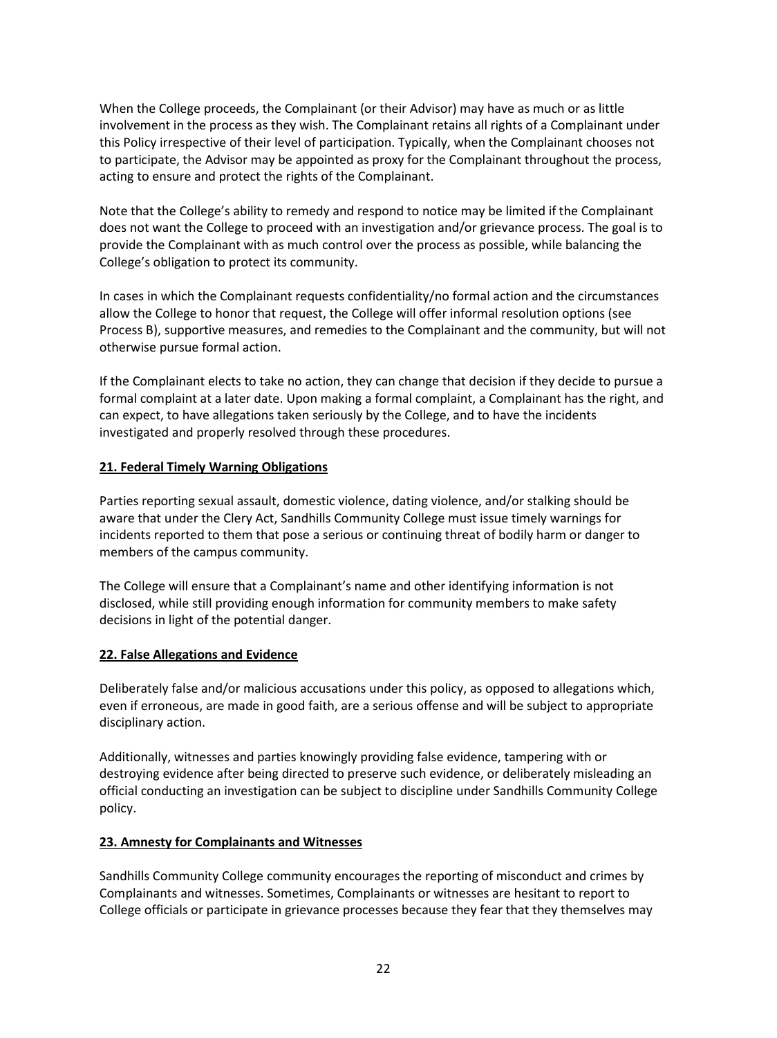When the College proceeds, the Complainant (or their Advisor) may have as much or as little involvement in the process as they wish. The Complainant retains all rights of a Complainant under this Policy irrespective of their level of participation. Typically, when the Complainant chooses not to participate, the Advisor may be appointed as proxy for the Complainant throughout the process, acting to ensure and protect the rights of the Complainant.

Note that the College's ability to remedy and respond to notice may be limited if the Complainant does not want the College to proceed with an investigation and/or grievance process. The goal is to provide the Complainant with as much control over the process as possible, while balancing the College's obligation to protect its community.

In cases in which the Complainant requests confidentiality/no formal action and the circumstances allow the College to honor that request, the College will offer informal resolution options (see Process B), supportive measures, and remedies to the Complainant and the community, but will not otherwise pursue formal action.

If the Complainant elects to take no action, they can change that decision if they decide to pursue a formal complaint at a later date. Upon making a formal complaint, a Complainant has the right, and can expect, to have allegations taken seriously by the College, and to have the incidents investigated and properly resolved through these procedures.

## 21. Federal Timely Warning Obligations

Parties reporting sexual assault, domestic violence, dating violence, and/or stalking should be aware that under the Clery Act, Sandhills Community College must issue timely warnings for incidents reported to them that pose a serious or continuing threat of bodily harm or danger to members of the campus community.

The College will ensure that a Complainant's name and other identifying information is not disclosed, while still providing enough information for community members to make safety decisions in light of the potential danger.

## 22. False Allegations and Evidence

Deliberately false and/or malicious accusations under this policy, as opposed to allegations which, even if erroneous, are made in good faith, are a serious offense and will be subject to appropriate disciplinary action.

Additionally, witnesses and parties knowingly providing false evidence, tampering with or destroying evidence after being directed to preserve such evidence, or deliberately misleading an official conducting an investigation can be subject to discipline under Sandhills Community College policy.

## 23. Amnesty for Complainants and Witnesses

Sandhills Community College community encourages the reporting of misconduct and crimes by Complainants and witnesses. Sometimes, Complainants or witnesses are hesitant to report to College officials or participate in grievance processes because they fear that they themselves may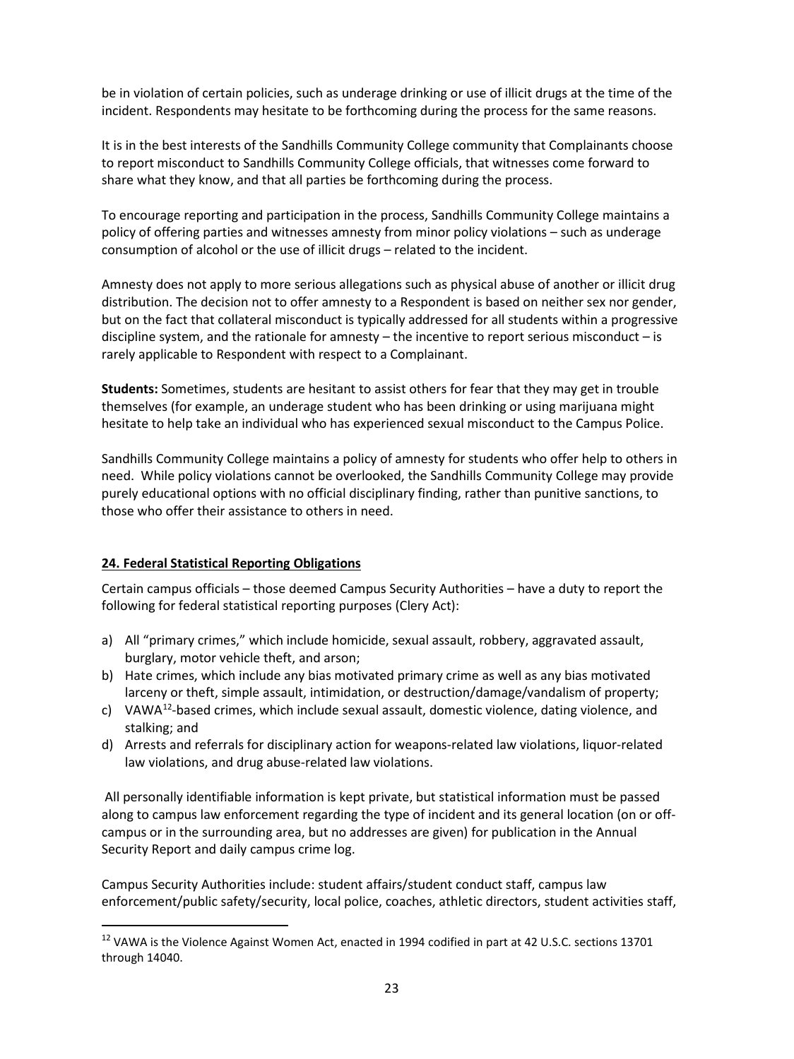be in violation of certain policies, such as underage drinking or use of illicit drugs at the time of the incident. Respondents may hesitate to be forthcoming during the process for the same reasons.

It is in the best interests of the Sandhills Community College community that Complainants choose to report misconduct to Sandhills Community College officials, that witnesses come forward to share what they know, and that all parties be forthcoming during the process.

To encourage reporting and participation in the process, Sandhills Community College maintains a policy of offering parties and witnesses amnesty from minor policy violations – such as underage consumption of alcohol or the use of illicit drugs – related to the incident.

Amnesty does not apply to more serious allegations such as physical abuse of another or illicit drug distribution. The decision not to offer amnesty to a Respondent is based on neither sex nor gender, but on the fact that collateral misconduct is typically addressed for all students within a progressive discipline system, and the rationale for amnesty – the incentive to report serious misconduct – is rarely applicable to Respondent with respect to a Complainant.

**Students:** Sometimes, students are hesitant to assist others for fear that they may get in trouble themselves (for example, an underage student who has been drinking or using marijuana might hesitate to help take an individual who has experienced sexual misconduct to the Campus Police.

Sandhills Community College maintains a policy of amnesty for students who offer help to others in need. While policy violations cannot be overlooked, the Sandhills Community College may provide purely educational options with no official disciplinary finding, rather than punitive sanctions, to those who offer their assistance to others in need.

## 24. Federal Statistical Reporting Obligations

Certain campus officials – those deemed Campus Security Authorities – have a duty to report the following for federal statistical reporting purposes (Clery Act):

a) All "primary crimes," which include homicide, sexual assault, robbery, aggravated assault, burglary, motor vehicle theft, and arson;
b) Hate crimes, which include any bias motivated primary crime as well as any bias motivated larceny or theft, simple assault, intimidation, or destruction/damage/vandalism of property;
c) VAWA[12]-based crimes, which include sexual assault, domestic violence, dating violence, and stalking; and
d) Arrests and referrals for disciplinary action for weapons-related law violations, liquor-related law violations, and drug abuse-related law violations.

All personally identifiable information is kept private, but statistical information must be passed along to campus law enforcement regarding the type of incident and its general location (on or off-campus or in the surrounding area, but no addresses are given) for publication in the Annual Security Report and daily campus crime log.

Campus Security Authorities include: student affairs/student conduct staff, campus law enforcement/public safety/security, local police, coaches, athletic directors, student activities staff,

[12] VAWA is the Violence Against Women Act, enacted in 1994 codified in part at 42 U.S.C. sections 13701 through 14040.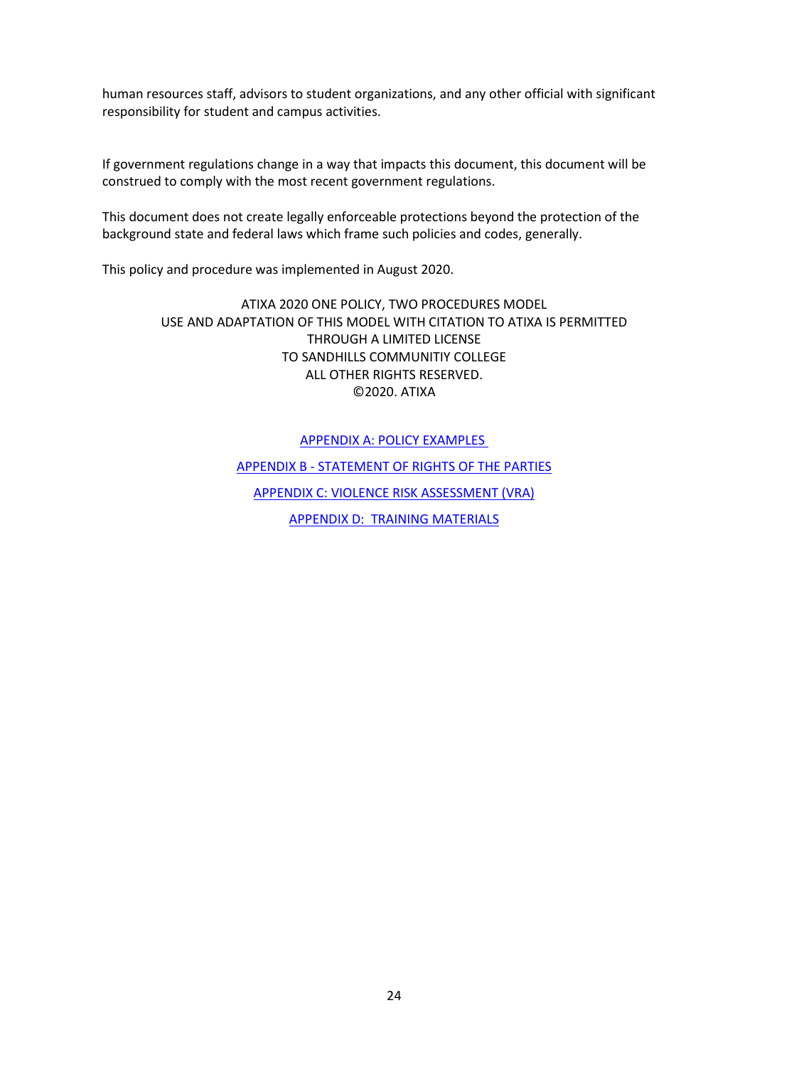human resources staff, advisors to student organizations, and any other official with significant responsibility for student and campus activities.

If government regulations change in a way that impacts this document, this document will be construed to comply with the most recent government regulations.

This document does not create legally enforceable protections beyond the protection of the background state and federal laws which frame such policies and codes, generally.

This policy and procedure was implemented in August 2020.

ATIXA 2020 ONE POLICY, TWO PROCEDURES MODEL
USE AND ADAPTATION OF THIS MODEL WITH CITATION TO ATIXA IS PERMITTED THROUGH A LIMITED LICENSE
TO SANDHILLS COMMUNITIY COLLEGE
ALL OTHER RIGHTS RESERVED.
©2020. ATIXA

APPENDIX A: POLICY EXAMPLES

APPENDIX B - STATEMENT OF RIGHTS OF THE PARTIES

APPENDIX C: VIOLENCE RISK ASSESSMENT (VRA)

APPENDIX D: TRAINING MATERIALS